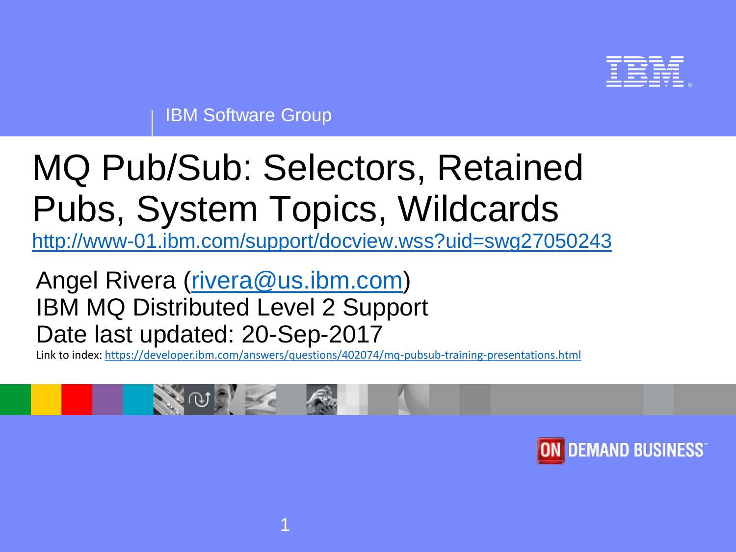IBM Software Group

# MQ Pub/Sub: Selectors, Retained Pubs, System Topics, Wildcards

http://www-01.ibm.com/support/docview.wss?uid=swg27050243

Angel Rivera (rivera@us.ibm.com)
IBM MQ Distributed Level 2 Support
Date last updated: 20-Sep-2017

Link to index: https://developer.ibm.com/answers/questions/402074/mq-pubsub-training-presentations.html

ON DEMAND BUSINESS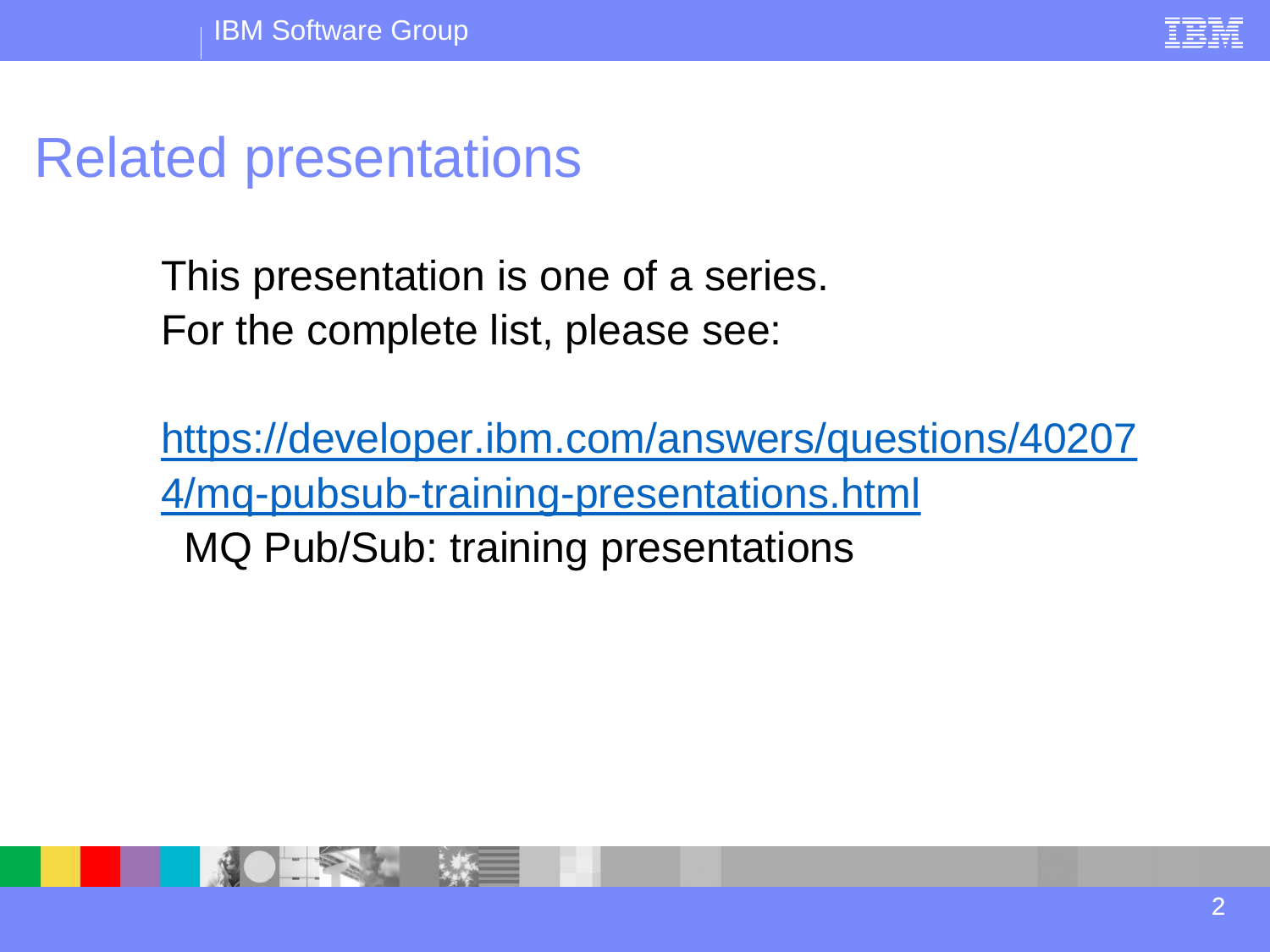# Related presentations

This presentation is one of a series.
For the complete list, please see:

https://developer.ibm.com/answers/questions/402074/mq-pubsub-training-presentations.html
MQ Pub/Sub: training presentations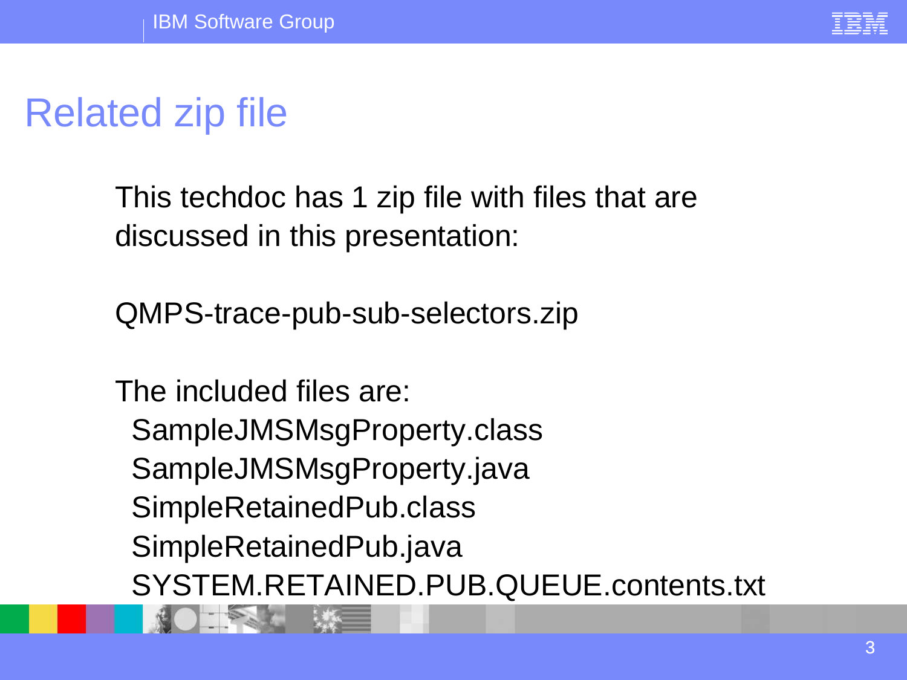# Related zip file

This techdoc has 1 zip file with files that are discussed in this presentation:

QMPS-trace-pub-sub-selectors.zip

The included files are:

- SampleJMSMsgProperty.class
- SampleJMSMsgProperty.java
- SimpleRetainedPub.class
- SimpleRetainedPub.java
- SYSTEM.RETAINED.PUB.QUEUE.contents.txt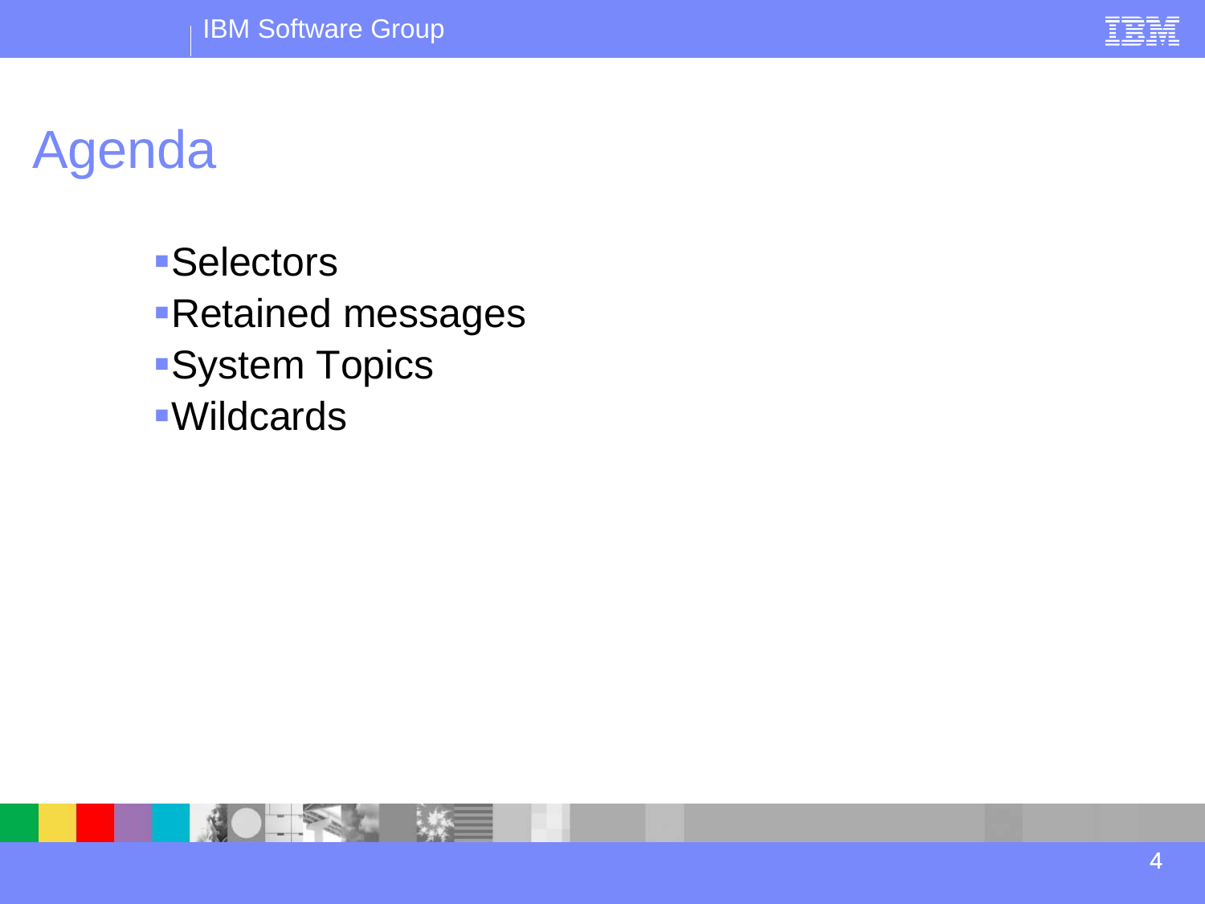# Agenda

- Selectors
- Retained messages
- System Topics
- Wildcards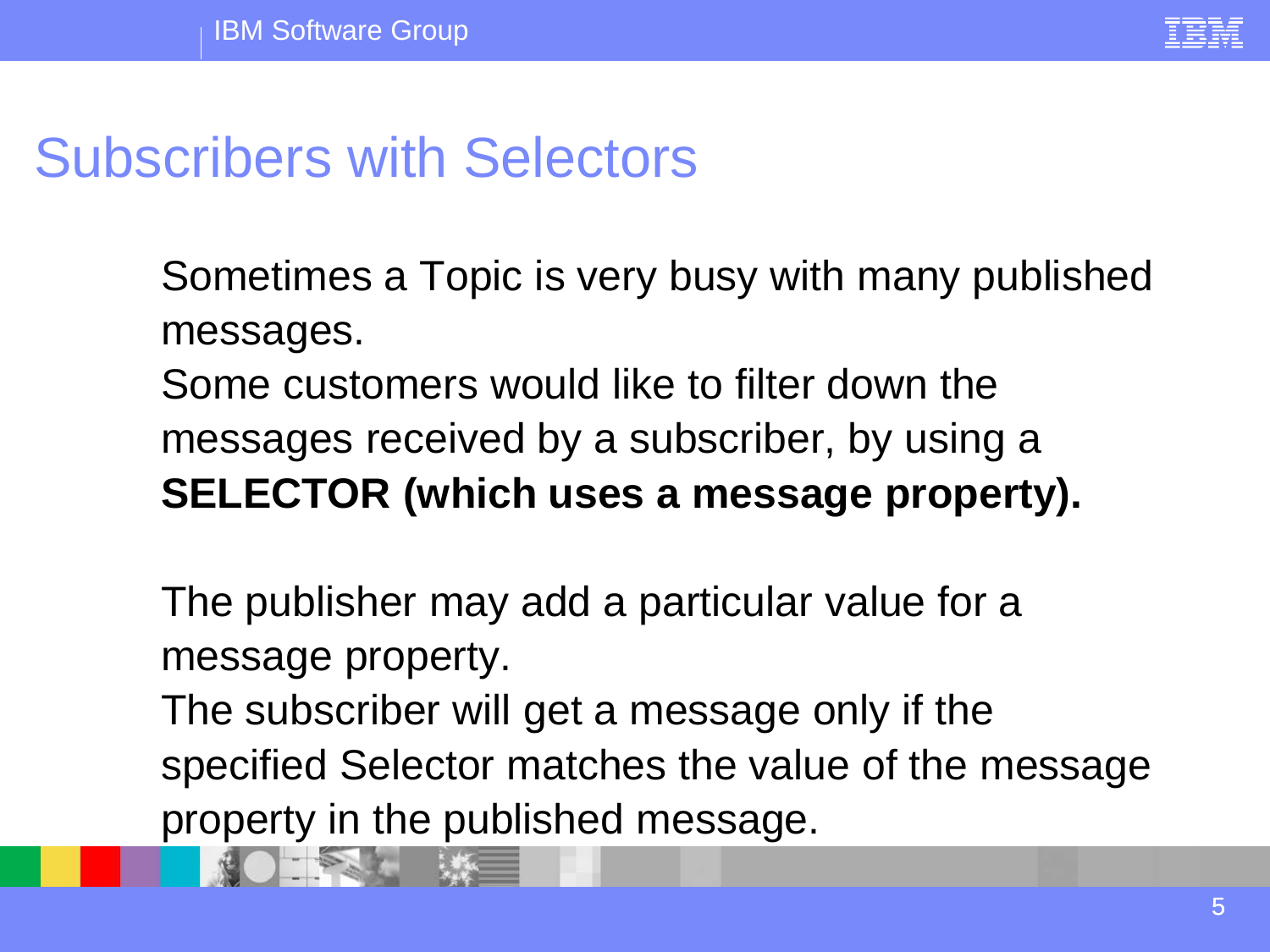# Subscribers with Selectors

Sometimes a Topic is very busy with many published messages.
Some customers would like to filter down the messages received by a subscriber, by using a **SELECTOR (which uses a message property).**

The publisher may add a particular value for a message property.
The subscriber will get a message only if the specified Selector matches the value of the message property in the published message.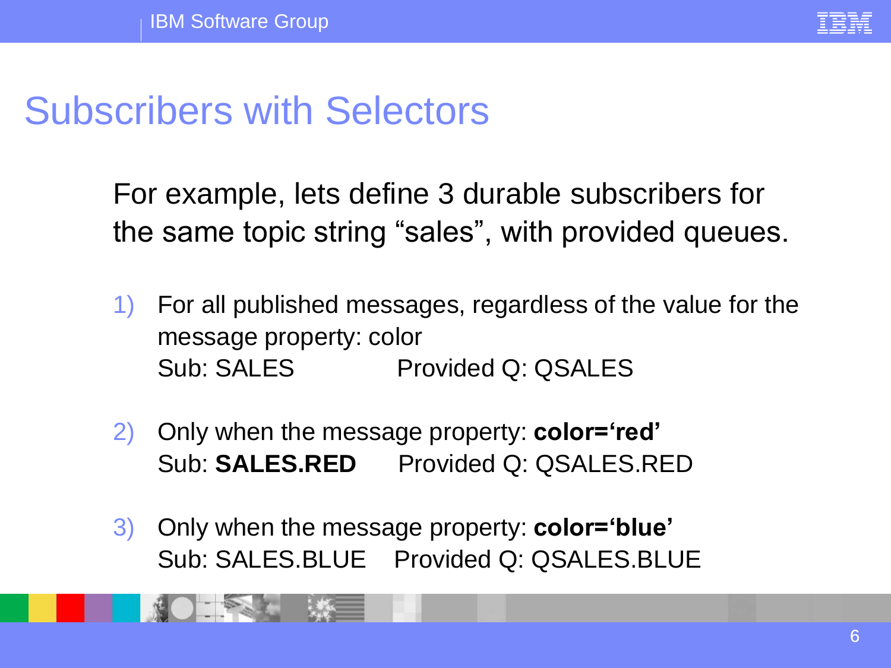# Subscribers with Selectors

For example, lets define 3 durable subscribers for the same topic string “sales”, with provided queues.

1) For all published messages, regardless of the value for the message property: color
   Sub: SALES          Provided Q: QSALES

2) Only when the message property: **color=‘red’**
   Sub: **SALES.RED**     Provided Q: QSALES.RED

3) Only when the message property: **color=‘blue’**
   Sub: SALES.BLUE    Provided Q: QSALES.BLUE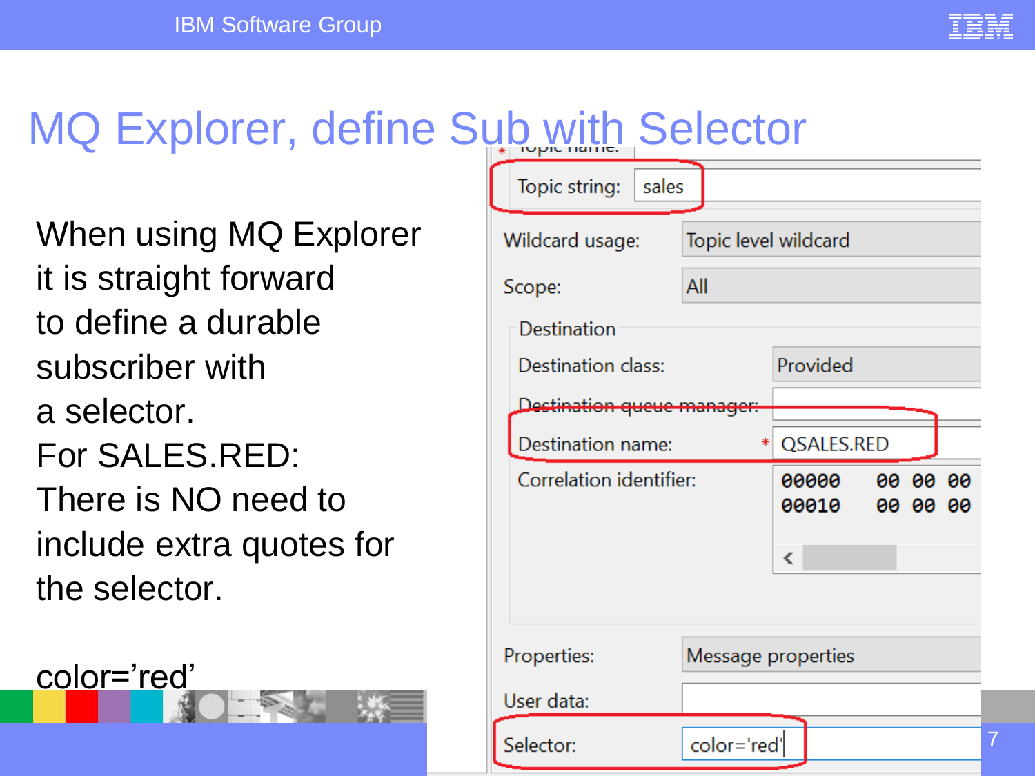# MQ Explorer, define Sub with Selector

When using MQ Explorer it is straight forward to define a durable subscriber with a selector.

For SALES.RED:

There is NO need to include extra quotes for the selector.

color='red'

| | |
|---|---|
| Topic string: | sales |
| Wildcard usage: | Topic level wildcard |
| Scope: | All |

Destination

| | |
|---|---|
| Destination class: | Provided |
| Destination queue manager: | |
| Destination name: * | QSALES.RED |
| Correlation identifier: | 00000 00 00 00<br>00010 00 00 00 |

| | |
|---|---|
| Properties: | Message properties |
| User data: | |
| Selector: | color='red' |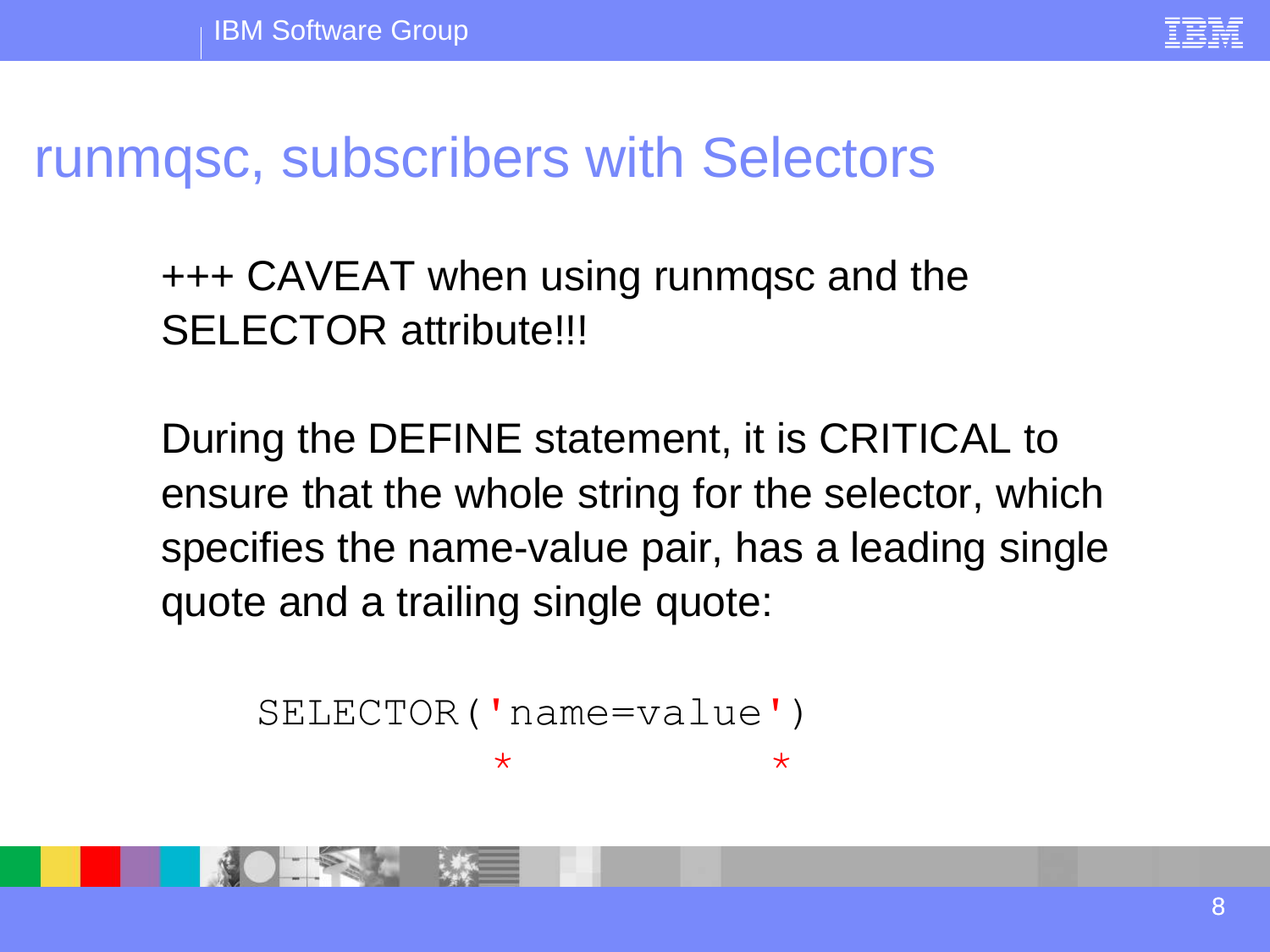# runmqsc, subscribers with Selectors

+++ CAVEAT when using runmqsc and the SELECTOR attribute!!!

During the DEFINE statement, it is CRITICAL to ensure that the whole string for the selector, which specifies the name-value pair, has a leading single quote and a trailing single quote:

```
SELECTOR('name=value')
         *          *
```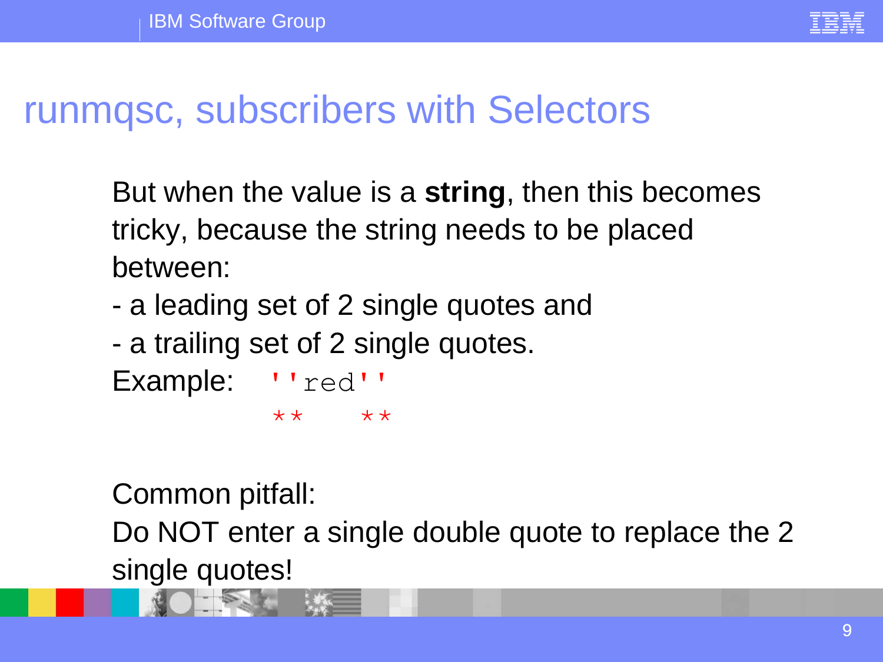# runmqsc, subscribers with Selectors

But when the value is a **string**, then this becomes tricky, because the string needs to be placed between:

- a leading set of 2 single quotes and
- a trailing set of 2 single quotes.

Example:

```
''red''
**   **
```

Common pitfall:

Do NOT enter a single double quote to replace the 2 single quotes!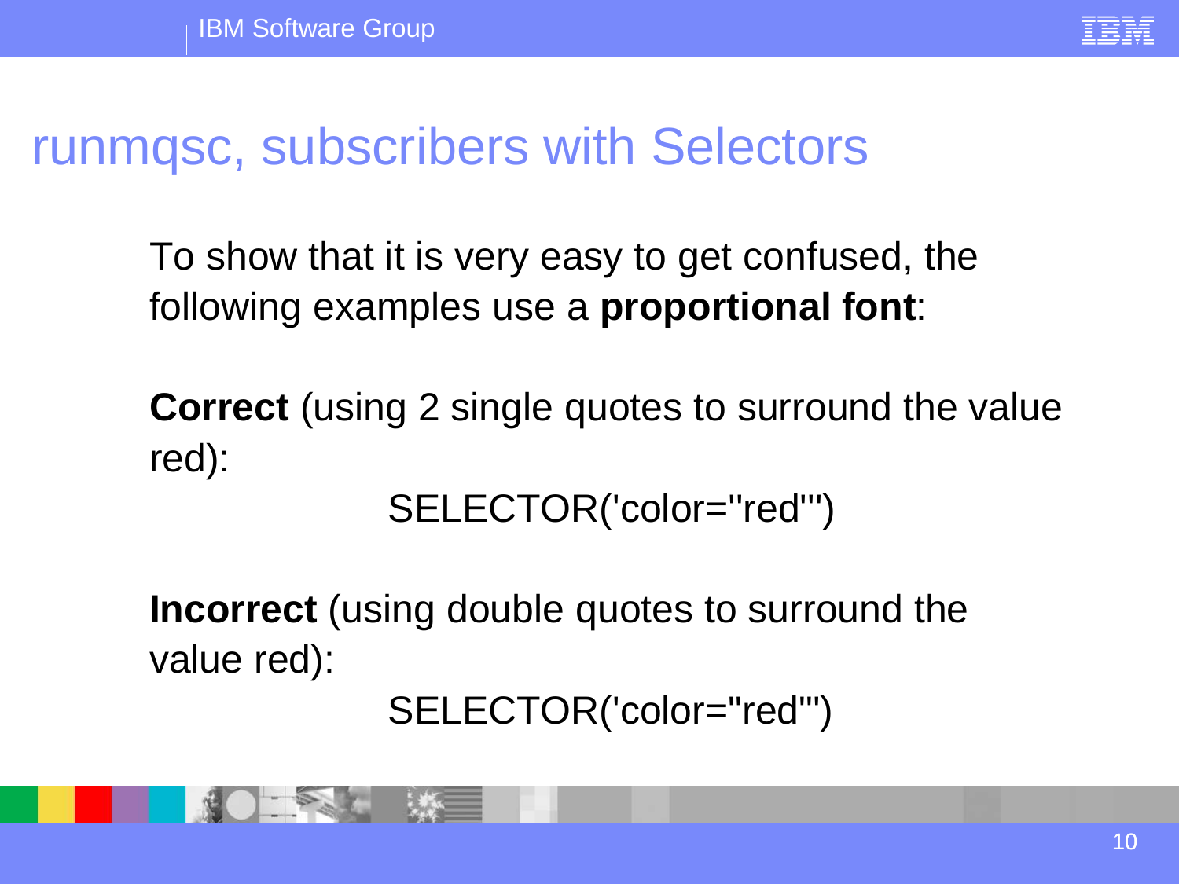# runmqsc, subscribers with Selectors

To show that it is very easy to get confused, the following examples use a **proportional font**:

**Correct** (using 2 single quotes to surround the value red):

SELECTOR('color=''red''')

**Incorrect** (using double quotes to surround the value red):

SELECTOR('color="red"')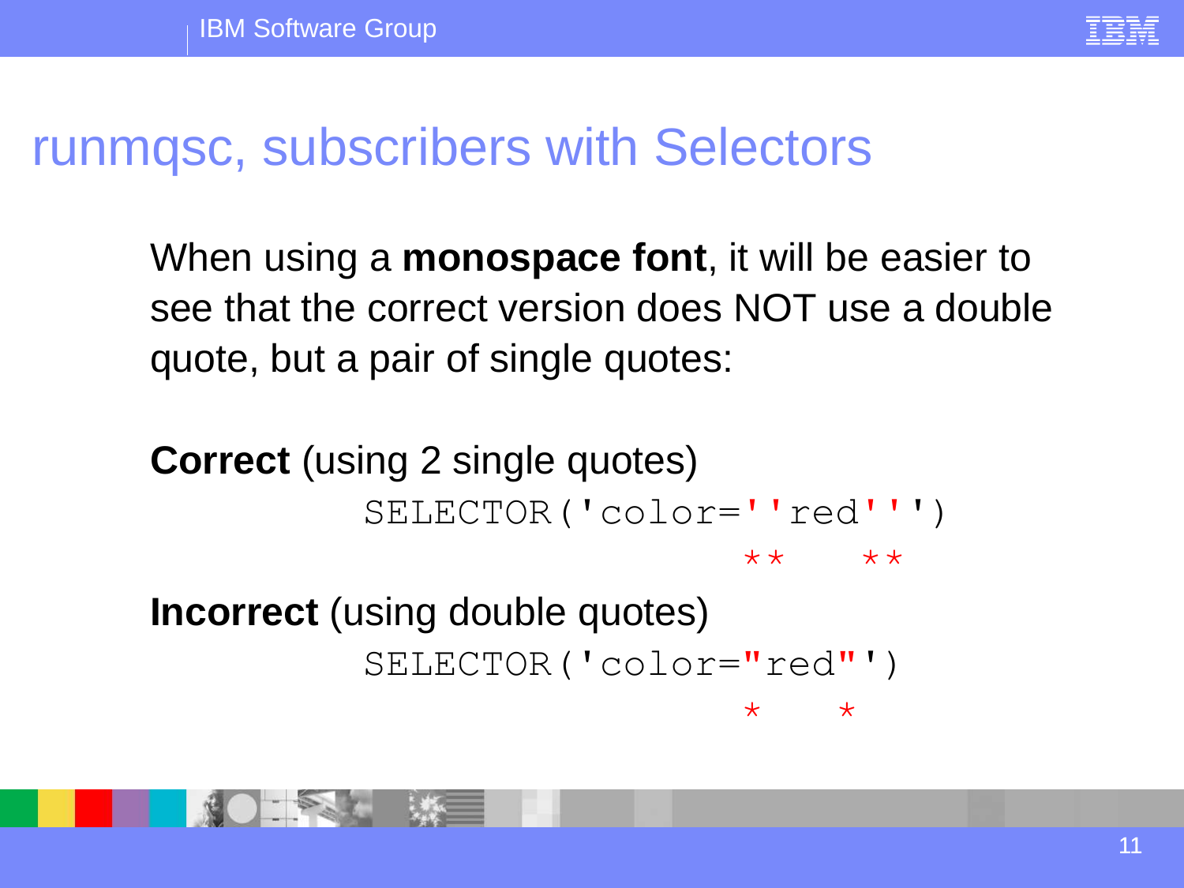# runmqsc, subscribers with Selectors

When using a **monospace font**, it will be easier to see that the correct version does NOT use a double quote, but a pair of single quotes:

**Correct** (using 2 single quotes)

```
SELECTOR('color=''red''')
               **   **
```

**Incorrect** (using double quotes)

```
SELECTOR('color="red"')
               *   *
```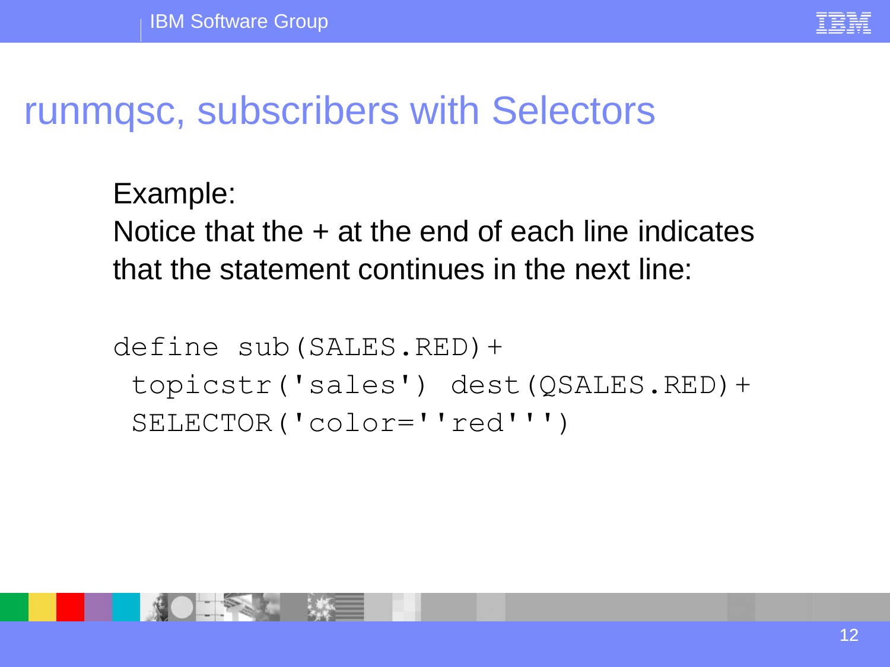# runmqsc, subscribers with Selectors

Example:
Notice that the + at the end of each line indicates that the statement continues in the next line:

```
define sub(SALES.RED)+
 topicstr('sales') dest(QSALES.RED)+
 SELECTOR('color=''red''')
```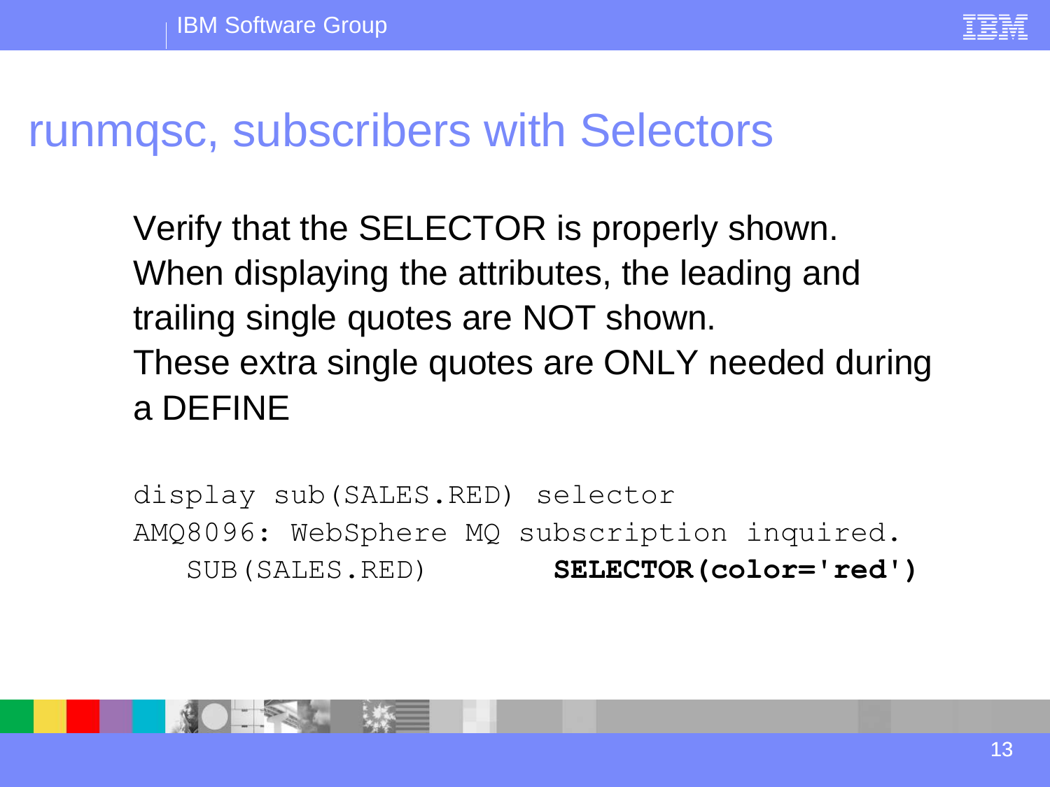# runmqsc, subscribers with Selectors

Verify that the SELECTOR is properly shown.
When displaying the attributes, the leading and trailing single quotes are NOT shown.
These extra single quotes are ONLY needed during a DEFINE

```
display sub(SALES.RED) selector
AMQ8096: WebSphere MQ subscription inquired.
   SUB(SALES.RED)            SELECTOR(color='red')
```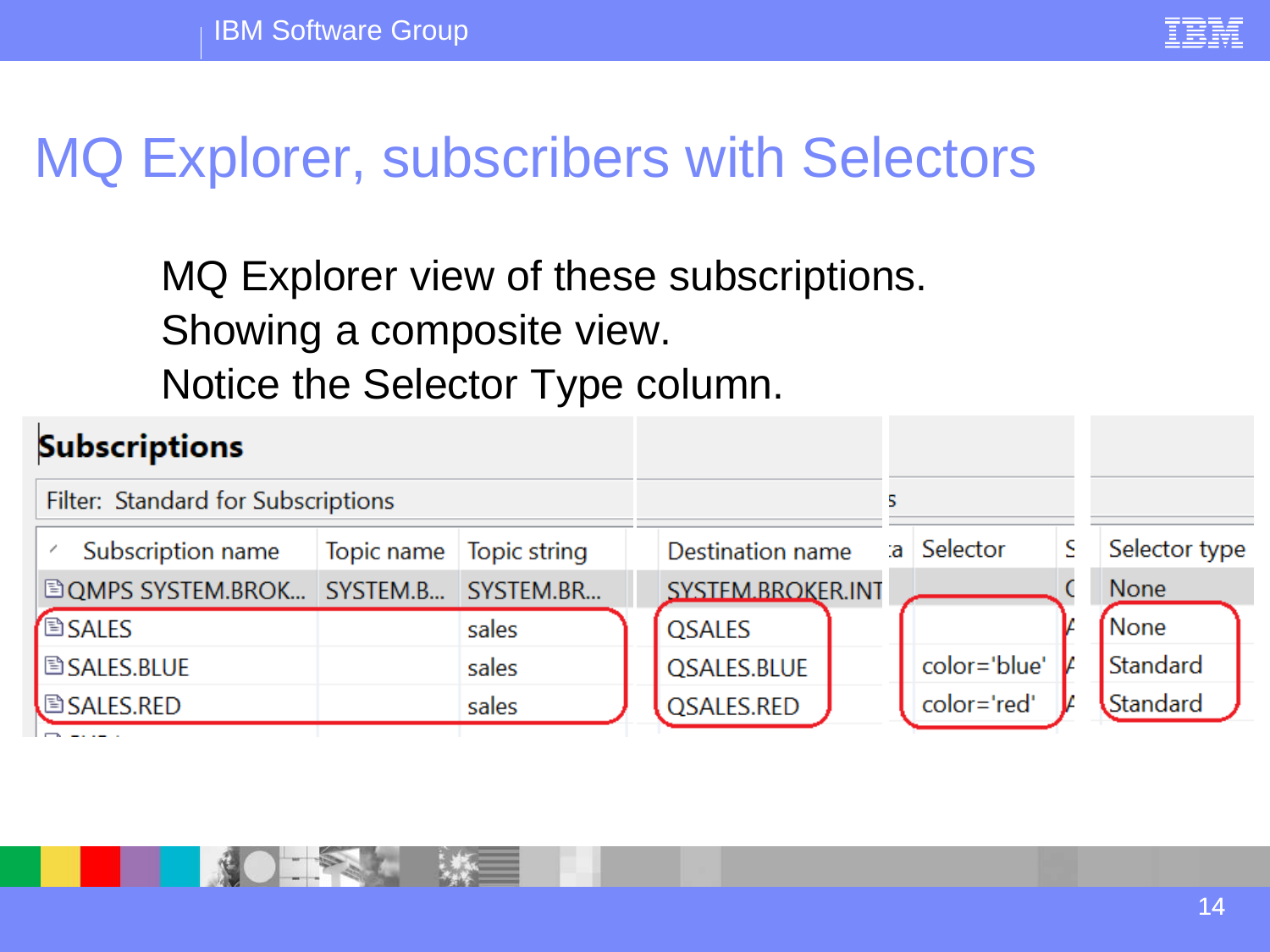# MQ Explorer, subscribers with Selectors

MQ Explorer view of these subscriptions.
Showing a composite view.
Notice the Selector Type column.

**Subscriptions**

Filter: Standard for Subscriptions

| Subscription name | Topic name | Topic string | Destination name | Selector | Selector type |
|---|---|---|---|---|---|
| QMPS SYSTEM.BROK... | SYSTEM.B... | SYSTEM.BR... | SYSTEM.BROKER.INT | | None |
| SALES | | sales | QSALES | | None |
| SALES.BLUE | | sales | QSALES.BLUE | color='blue' | Standard |
| SALES.RED | | sales | QSALES.RED | color='red' | Standard |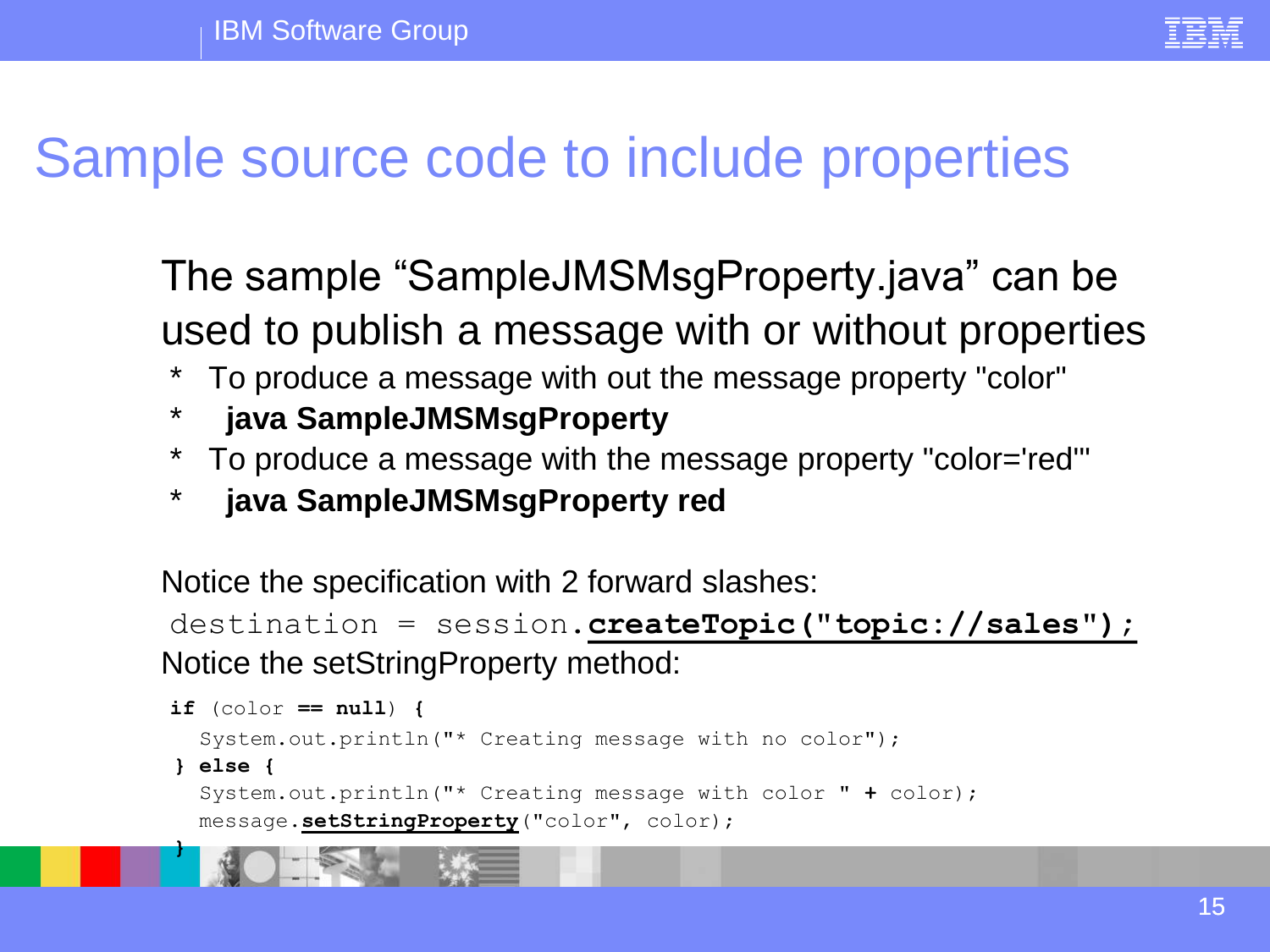# Sample source code to include properties

The sample “SampleJMSMsgProperty.java” can be used to publish a message with or without properties

- To produce a message with out the message property "color"
- **java SampleJMSMsgProperty**
- To produce a message with the message property "color='red'"
- **java SampleJMSMsgProperty red**

Notice the specification with 2 forward slashes:

```
destination = session.createTopic("topic://sales");
```

Notice the setStringProperty method:

```
if (color == null) {
  System.out.println("* Creating message with no color");
} else {
  System.out.println("* Creating message with color " + color);
  message.setStringProperty("color", color);
}
```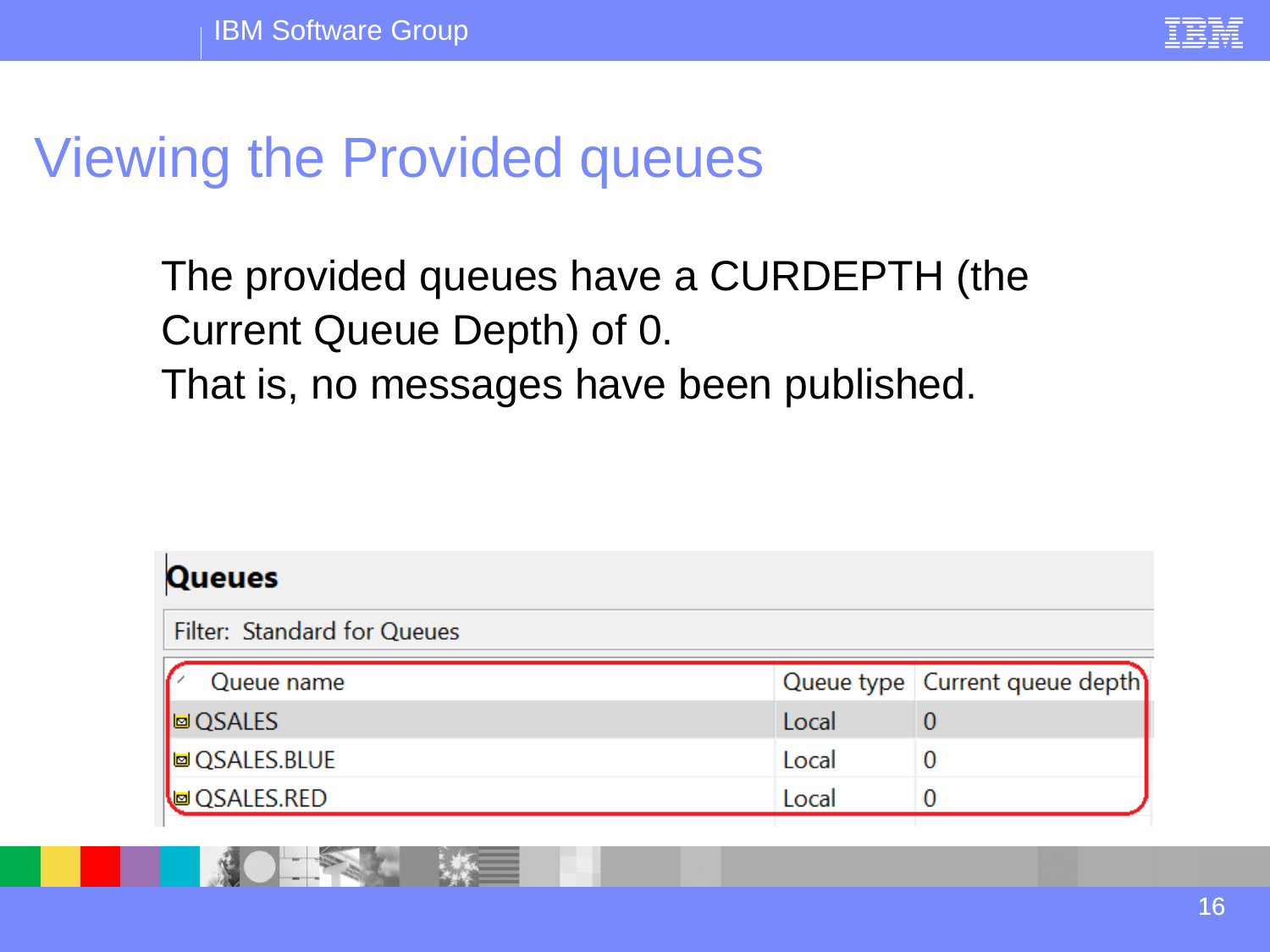# Viewing the Provided queues

The provided queues have a CURDEPTH (the Current Queue Depth) of 0.
That is, no messages have been published.

**Queues**

Filter: Standard for Queues

| Queue name | Queue type | Current queue depth |
|---|---|---|
| QSALES | Local | 0 |
| QSALES.BLUE | Local | 0 |
| QSALES.RED | Local | 0 |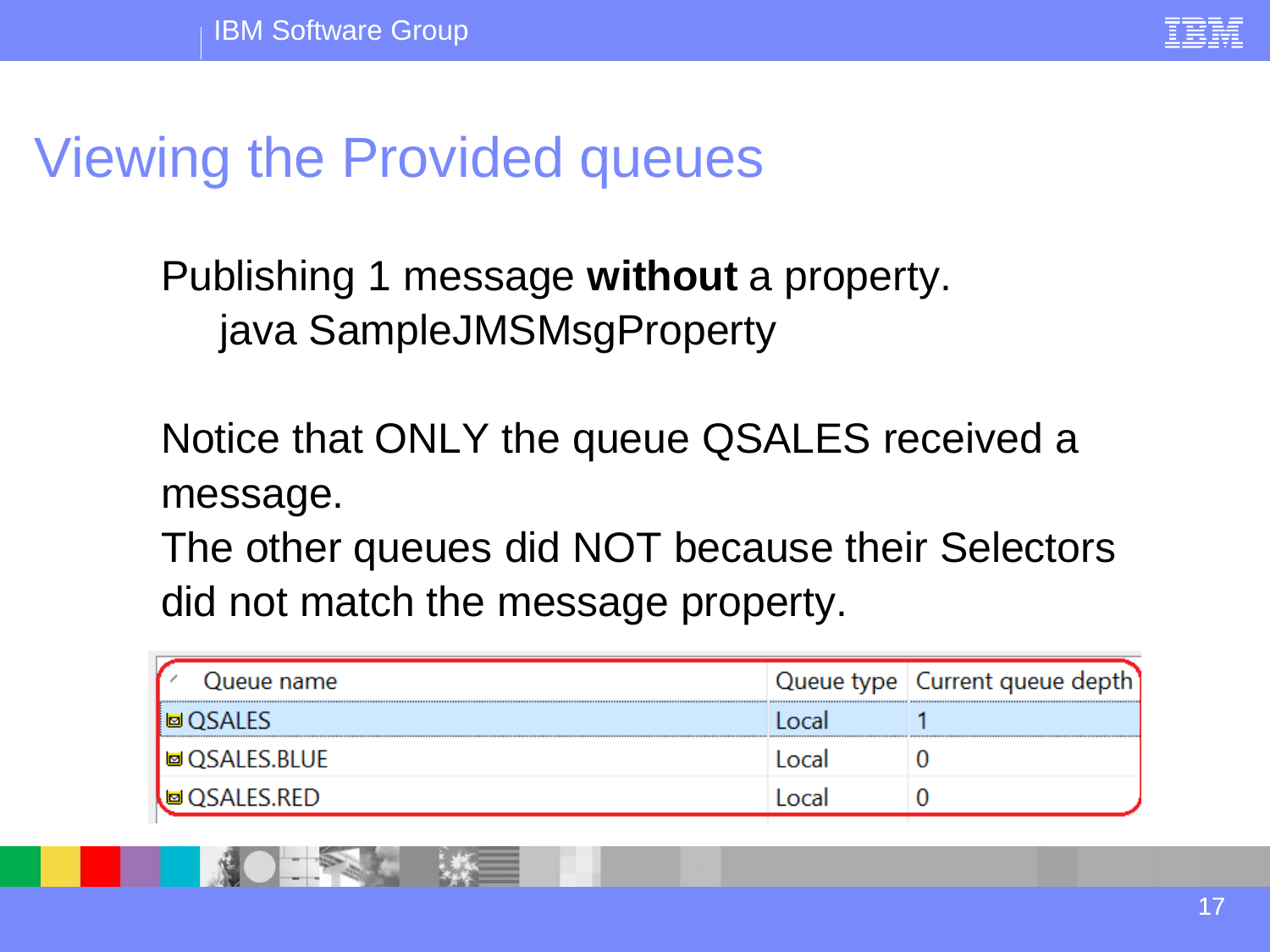# Viewing the Provided queues

Publishing 1 message **without** a property.

```
java SampleJMSMsgProperty
```

Notice that ONLY the queue QSALES received a message.
The other queues did NOT because their Selectors did not match the message property.

| Queue name | Queue type | Current queue depth |
|---|---|---|
| QSALES | Local | 1 |
| QSALES.BLUE | Local | 0 |
| QSALES.RED | Local | 0 |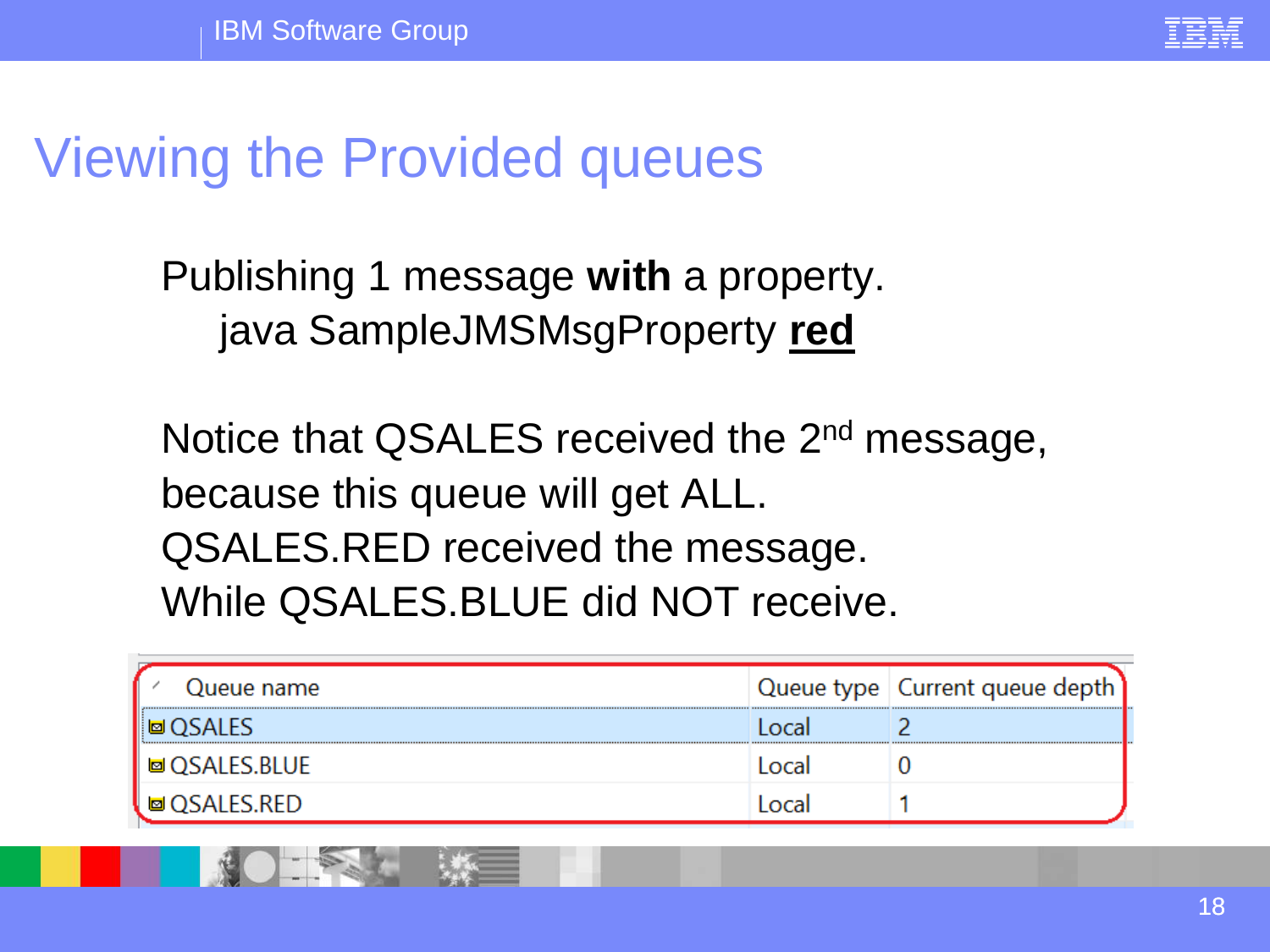# Viewing the Provided queues

Publishing 1 message **with** a property.

java SampleJMSMsgProperty **red**

Notice that QSALES received the 2nd message, because this queue will get ALL.
QSALES.RED received the message.
While QSALES.BLUE did NOT receive.

| Queue name | Queue type | Current queue depth |
|---|---|---|
| QSALES | Local | 2 |
| QSALES.BLUE | Local | 0 |
| QSALES.RED | Local | 1 |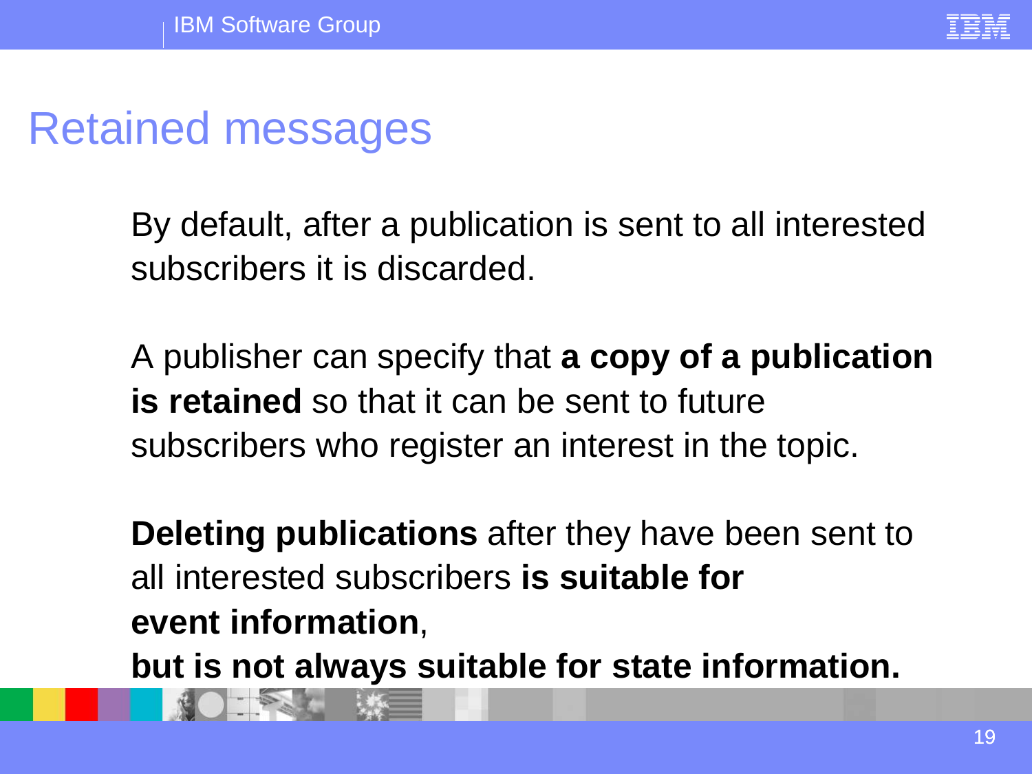# Retained messages

By default, after a publication is sent to all interested subscribers it is discarded.

A publisher can specify that **a copy of a publication is retained** so that it can be sent to future subscribers who register an interest in the topic.

**Deleting publications** after they have been sent to all interested subscribers **is suitable for event information**, **but is not always suitable for state information.**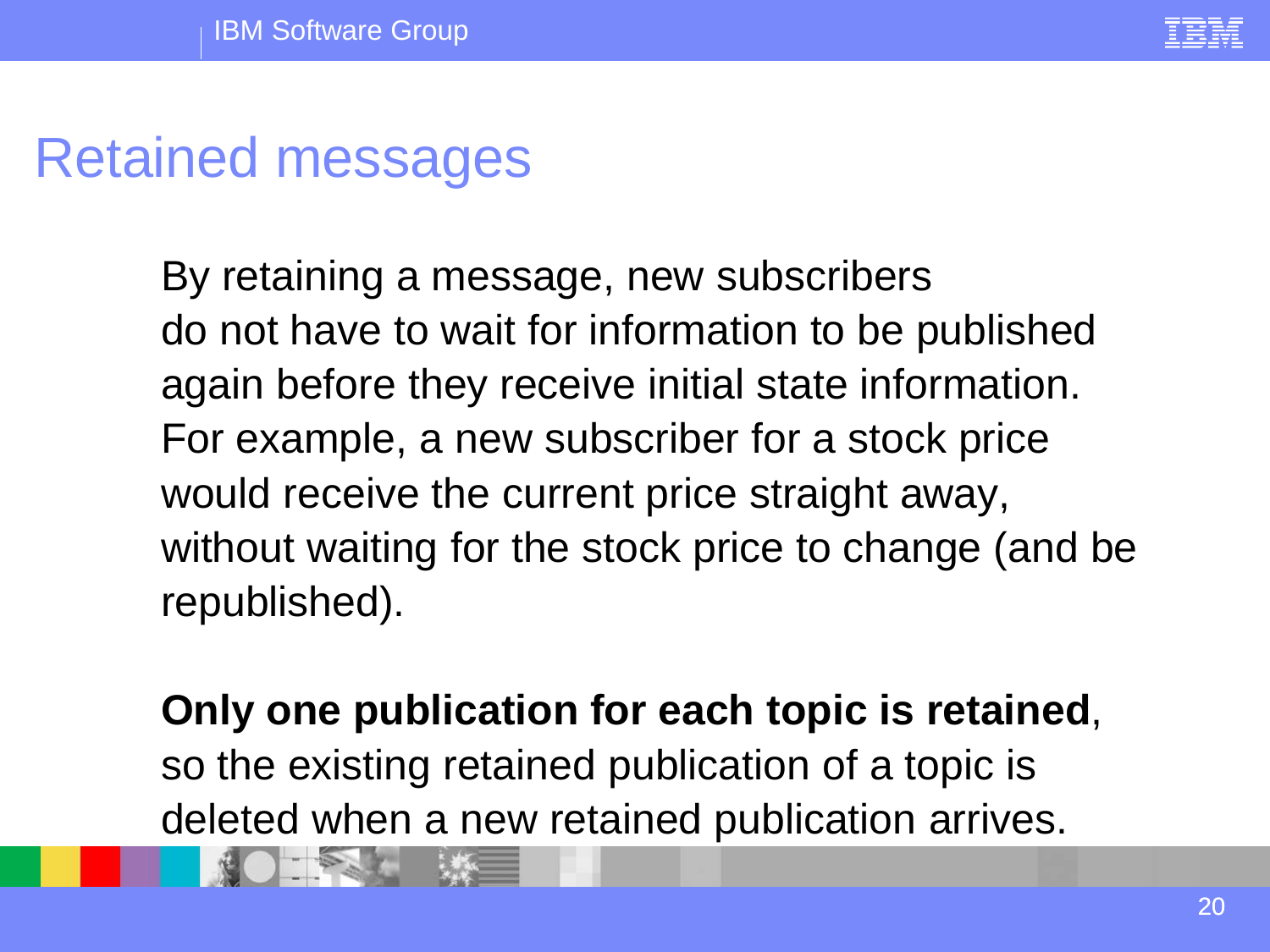# Retained messages

By retaining a message, new subscribers do not have to wait for information to be published again before they receive initial state information. For example, a new subscriber for a stock price would receive the current price straight away, without waiting for the stock price to change (and be republished).

**Only one publication for each topic is retained**, so the existing retained publication of a topic is deleted when a new retained publication arrives.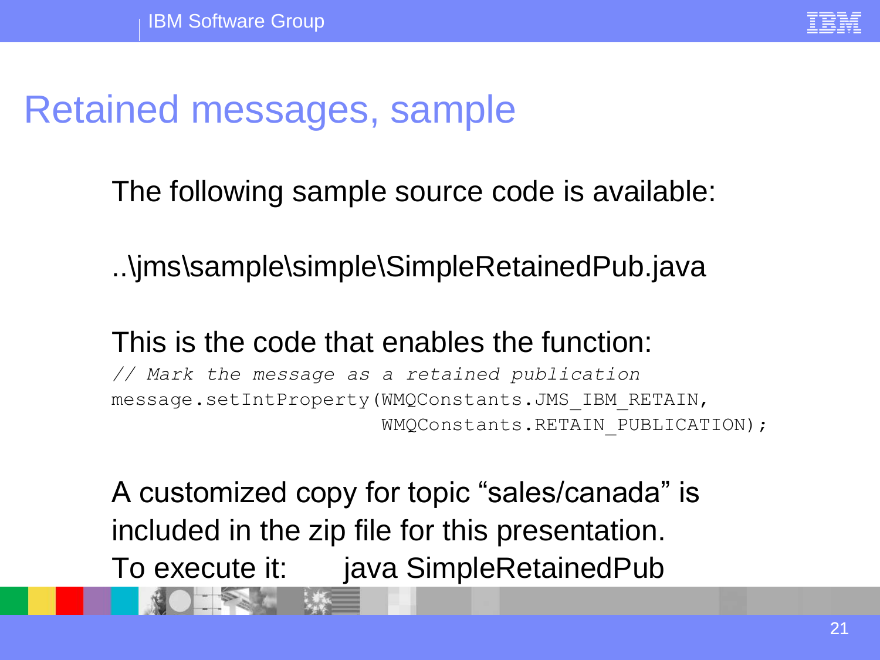# Retained messages, sample

The following sample source code is available:

..\jms\sample\simple\SimpleRetainedPub.java

This is the code that enables the function:

```
// Mark the message as a retained publication
message.setIntProperty(WMQConstants.JMS_IBM_RETAIN,
                       WMQConstants.RETAIN_PUBLICATION);
```

A customized copy for topic “sales/canada” is included in the zip file for this presentation.
To execute it:      java SimpleRetainedPub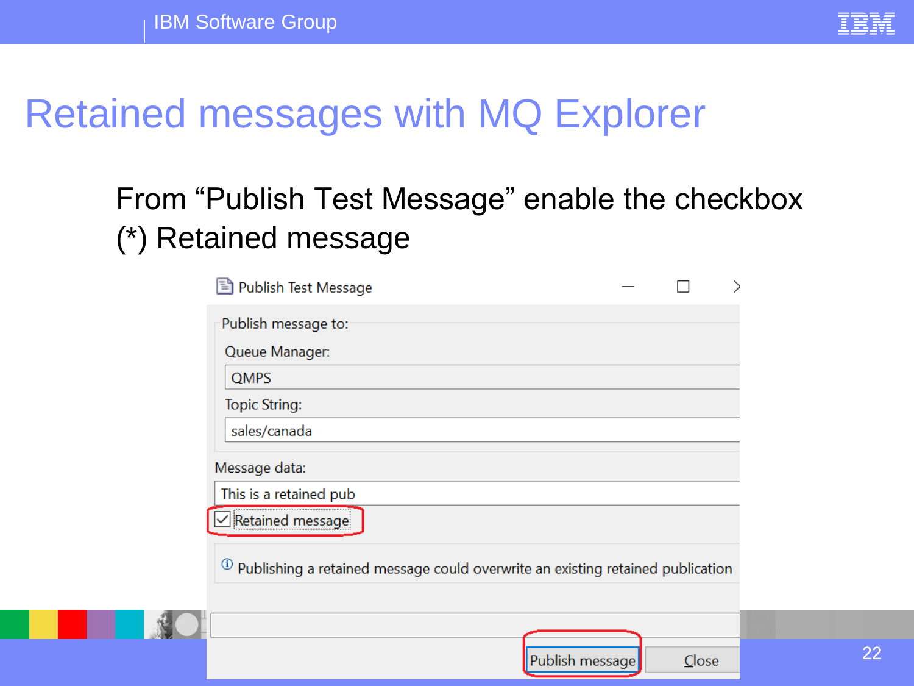# Retained messages with MQ Explorer

From "Publish Test Message" enable the checkbox (*) Retained message

Publish Test Message

Publish message to:

Queue Manager:

QMPS

Topic String:

sales/canada

Message data:

This is a retained pub

☑ Retained message

ⓘ Publishing a retained message could overwrite an existing retained publication

Publish message | Close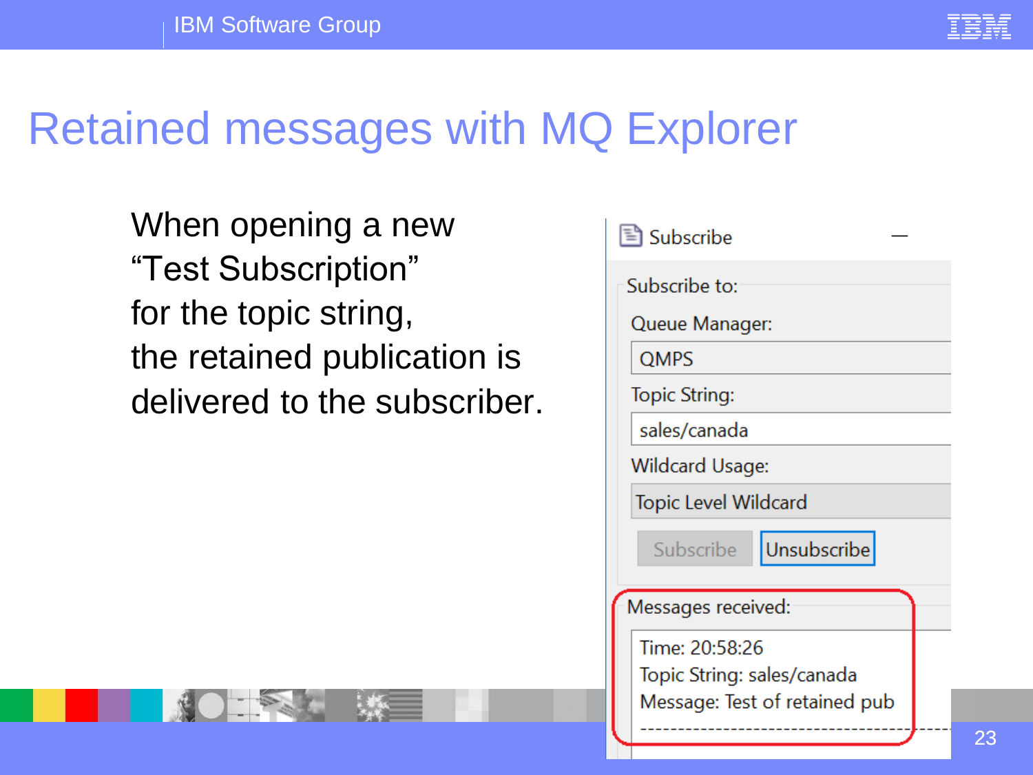# Retained messages with MQ Explorer

When opening a new "Test Subscription" for the topic string, the retained publication is delivered to the subscriber.

Subscribe

Subscribe to:

Queue Manager:

QMPS

Topic String:

sales/canada

Wildcard Usage:

Topic Level Wildcard

Subscribe | Unsubscribe

Messages received:

Time: 20:58:26
Topic String: sales/canada
Message: Test of retained pub
----------------------------------------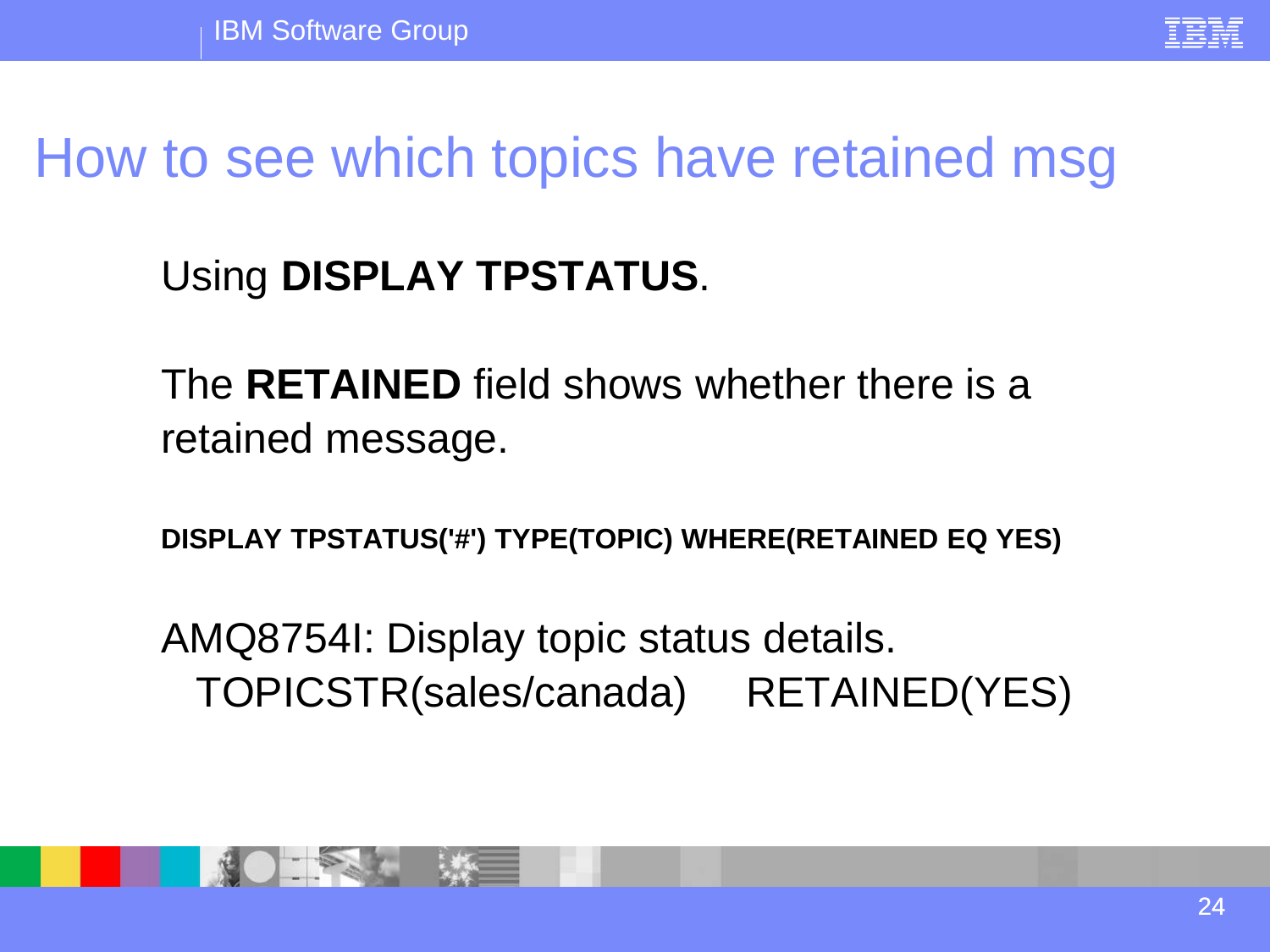# How to see which topics have retained msg

Using **DISPLAY TPSTATUS**.

The **RETAINED** field shows whether there is a retained message.

```
DISPLAY TPSTATUS('#') TYPE(TOPIC) WHERE(RETAINED EQ YES)
```

```
AMQ8754I: Display topic status details.
   TOPICSTR(sales/canada)     RETAINED(YES)
```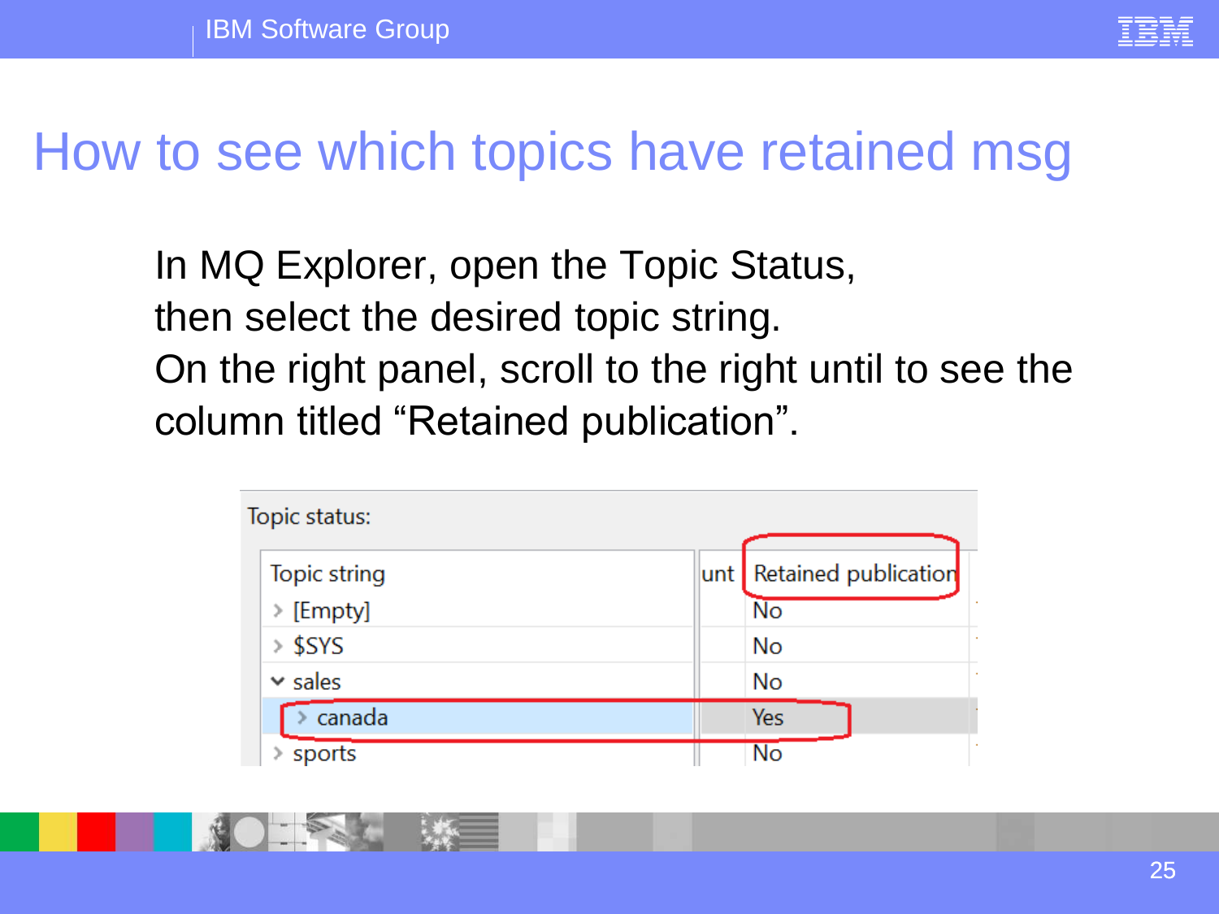# How to see which topics have retained msg

In MQ Explorer, open the Topic Status, then select the desired topic string.
On the right panel, scroll to the right until to see the column titled "Retained publication".

Topic status:

| Topic string | unt | Retained publication |
|---|---|---|
| › [Empty] | | No |
| › $SYS | | No |
| ⌄ sales | | No |
| › canada | | Yes |
| › sports | | No |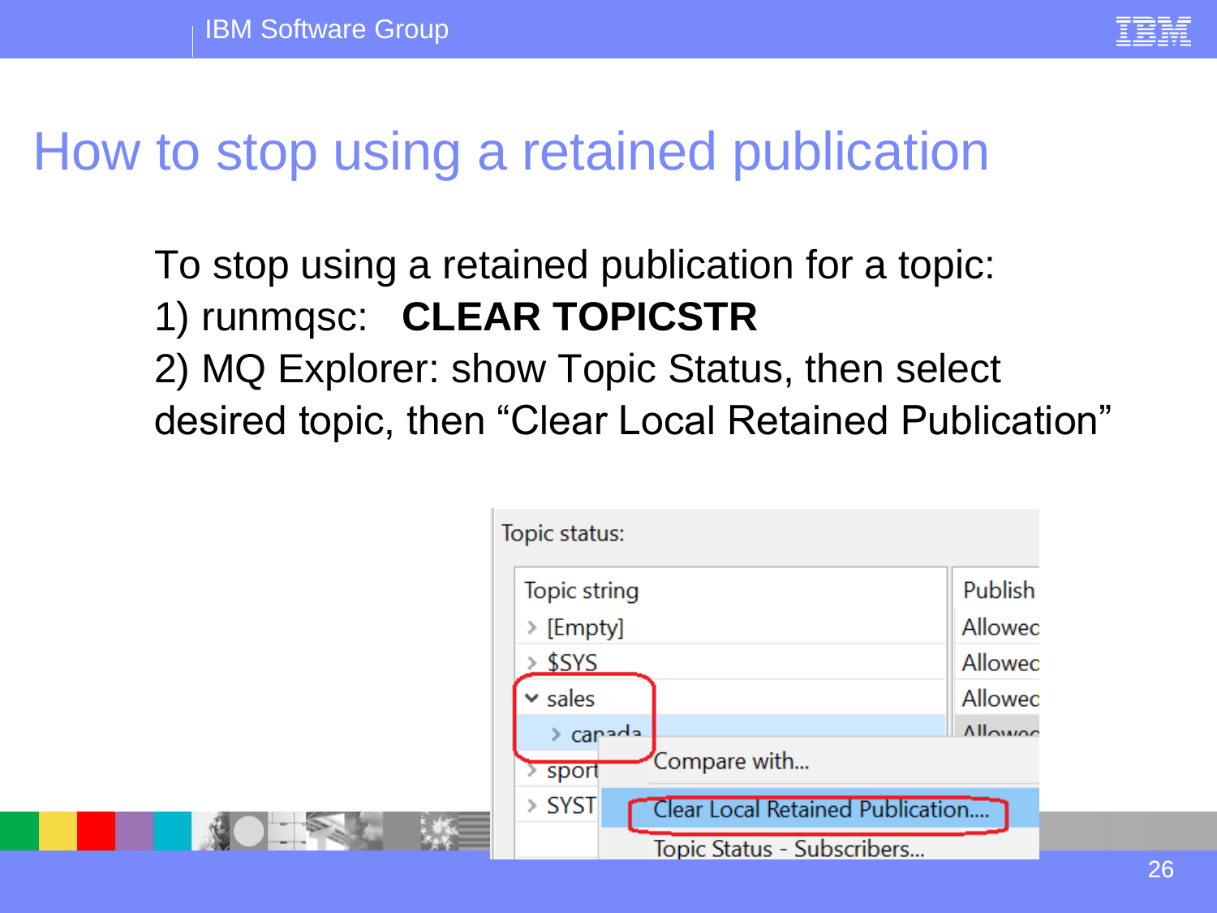# How to stop using a retained publication

To stop using a retained publication for a topic:

1) runmqsc: **CLEAR TOPICSTR**

2) MQ Explorer: show Topic Status, then select desired topic, then “Clear Local Retained Publication”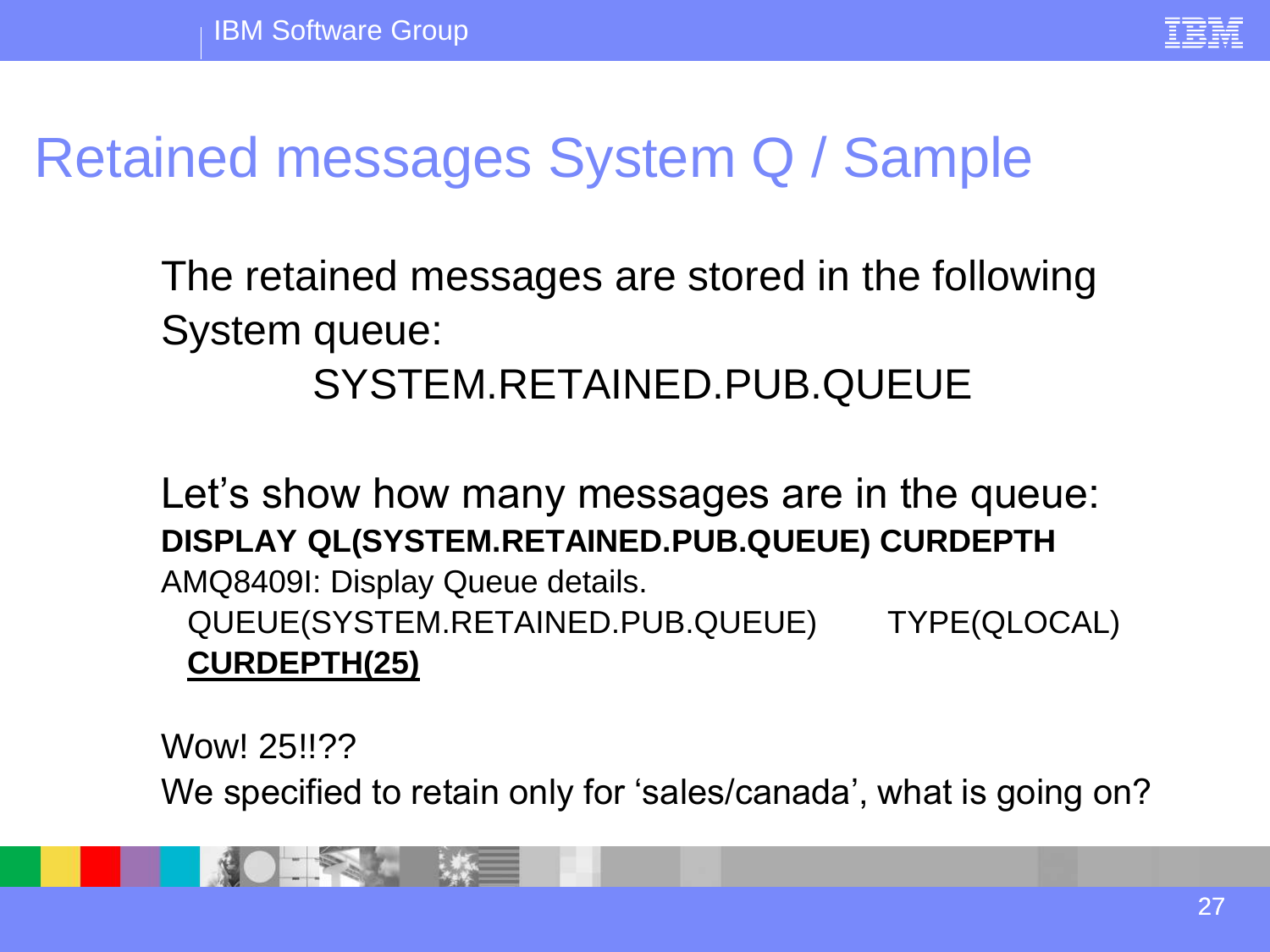# Retained messages System Q / Sample

The retained messages are stored in the following System queue:

SYSTEM.RETAINED.PUB.QUEUE

Let's show how many messages are in the queue:

**DISPLAY QL(SYSTEM.RETAINED.PUB.QUEUE) CURDEPTH**

```
AMQ8409I: Display Queue details.
  QUEUE(SYSTEM.RETAINED.PUB.QUEUE)        TYPE(QLOCAL)
  CURDEPTH(25)
```

Wow! 25!!??

We specified to retain only for 'sales/canada', what is going on?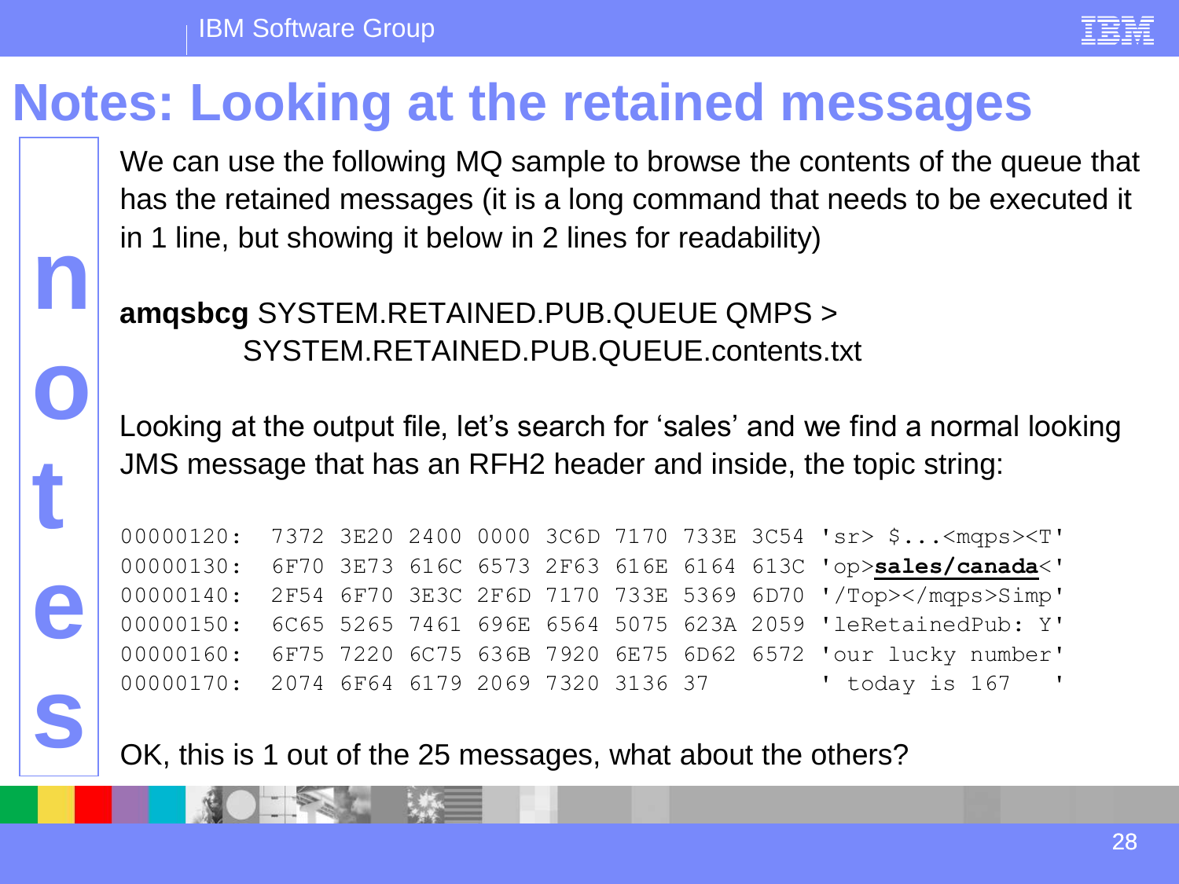# Notes: Looking at the retained messages

We can use the following MQ sample to browse the contents of the queue that has the retained messages (it is a long command that needs to be executed it in 1 line, but showing it below in 2 lines for readability)

**amqsbcg** SYSTEM.RETAINED.PUB.QUEUE QMPS >
  SYSTEM.RETAINED.PUB.QUEUE.contents.txt

Looking at the output file, let's search for 'sales' and we find a normal looking JMS message that has an RFH2 header and inside, the topic string:

```
00000120:  7372 3E20 2400 0000 3C6D 7170 733E 3C54 'sr> $...<mqps><T'
00000130:  6F70 3E73 616C 6573 2F63 616E 6164 613C 'op>sales/canada<'
00000140:  2F54 6F70 3E3C 2F6D 7170 733E 5369 6D70 '/Top></mqps>Simp'
00000150:  6C65 5265 7461 696E 6564 5075 623A 2059 'leRetainedPub: Y'
00000160:  6F75 7220 6C75 636B 7920 6E75 6D62 6572 'our lucky number'
00000170:  2074 6F64 6179 2069 7320 3136 37        ' today is 167   '
```

OK, this is 1 out of the 25 messages, what about the others?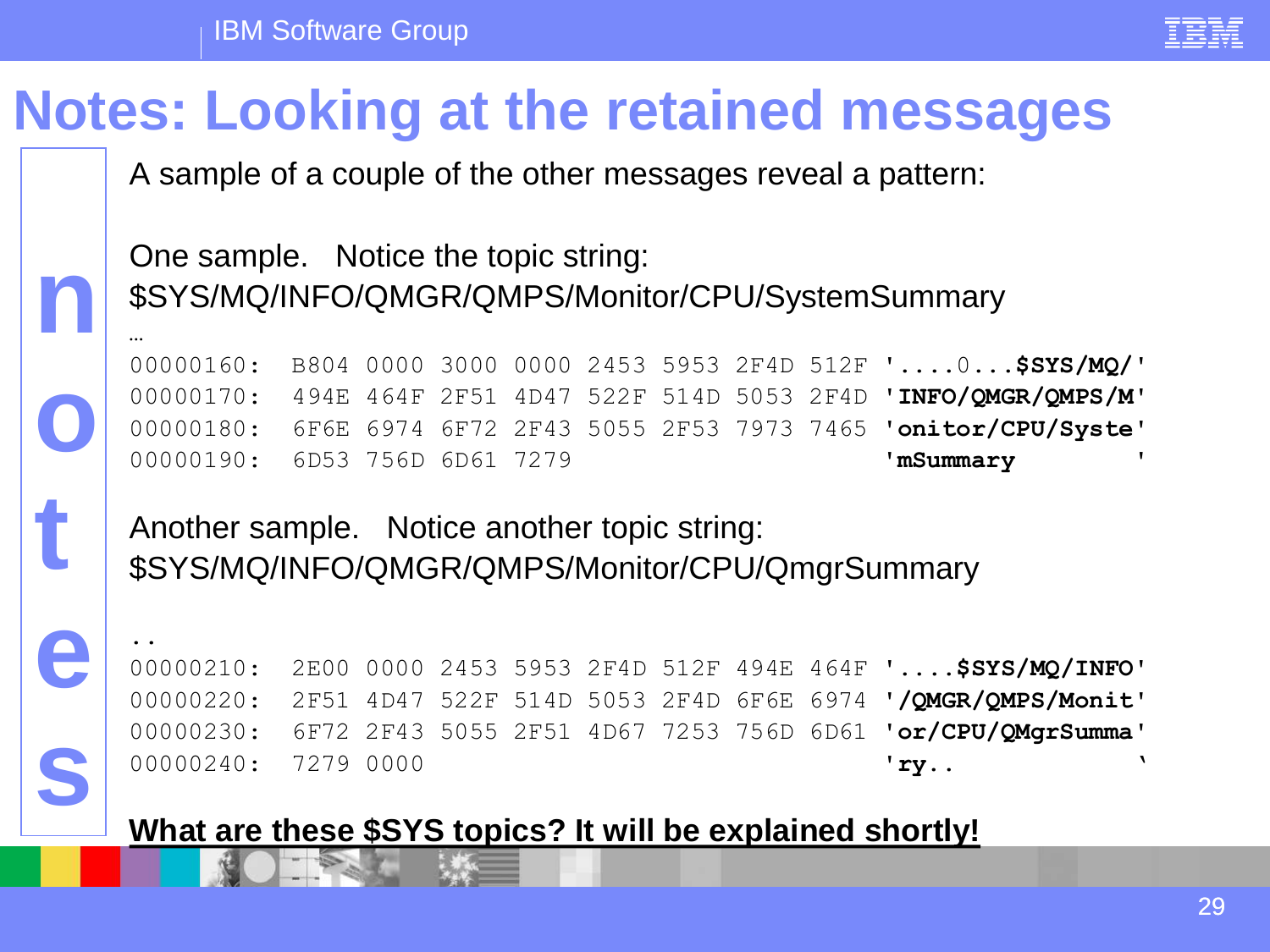# Notes: Looking at the retained messages

A sample of a couple of the other messages reveal a pattern:

One sample. Notice the topic string:
$SYS/MQ/INFO/QMGR/QMPS/Monitor/CPU/SystemSummary

```
…
00000160:  B804 0000 3000 0000 2453 5953 2F4D 512F '....0...$SYS/MQ/'
00000170:  494E 464F 2F51 4D47 522F 514D 5053 2F4D 'INFO/QMGR/QMPS/M'
00000180:  6F6E 6974 6F72 2F43 5055 2F53 7973 7465 'onitor/CPU/Syste'
00000190:  6D53 756D 6D61 7279                     'mSummary        '
```

Another sample. Notice another topic string:
$SYS/MQ/INFO/QMGR/QMPS/Monitor/CPU/QmgrSummary

```
..
00000210:  2E00 0000 2453 5953 2F4D 512F 494E 464F '....$SYS/MQ/INFO'
00000220:  2F51 4D47 522F 514D 5053 2F4D 6F6E 6974 '/QMGR/QMPS/Monit'
00000230:  6F72 2F43 5055 2F51 4D67 7253 756D 6D61 'or/CPU/QMgrSumma'
00000240:  7279 0000                               'ry..            '
```

**What are these $SYS topics? It will be explained shortly!**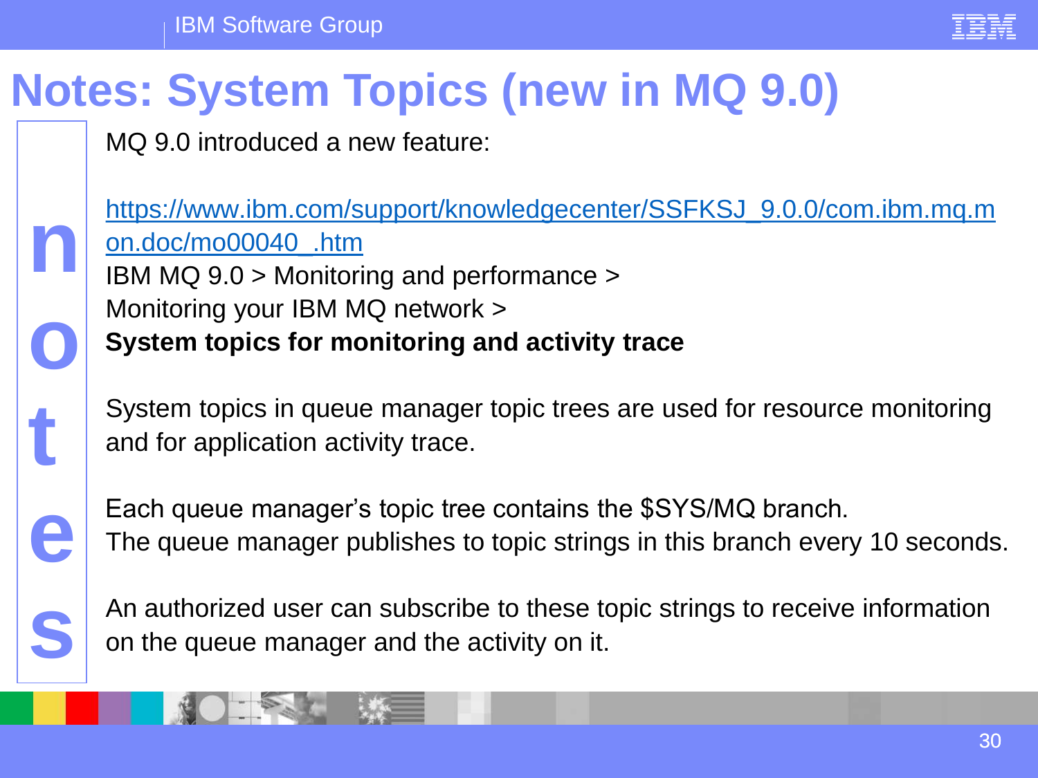# Notes: System Topics (new in MQ 9.0)

MQ 9.0 introduced a new feature:

https://www.ibm.com/support/knowledgecenter/SSFKSJ_9.0.0/com.ibm.mq.mon.doc/mo00040_.htm
IBM MQ 9.0 > Monitoring and performance >
Monitoring your IBM MQ network >
**System topics for monitoring and activity trace**

System topics in queue manager topic trees are used for resource monitoring and for application activity trace.

Each queue manager's topic tree contains the $SYS/MQ branch.
The queue manager publishes to topic strings in this branch every 10 seconds.

An authorized user can subscribe to these topic strings to receive information on the queue manager and the activity on it.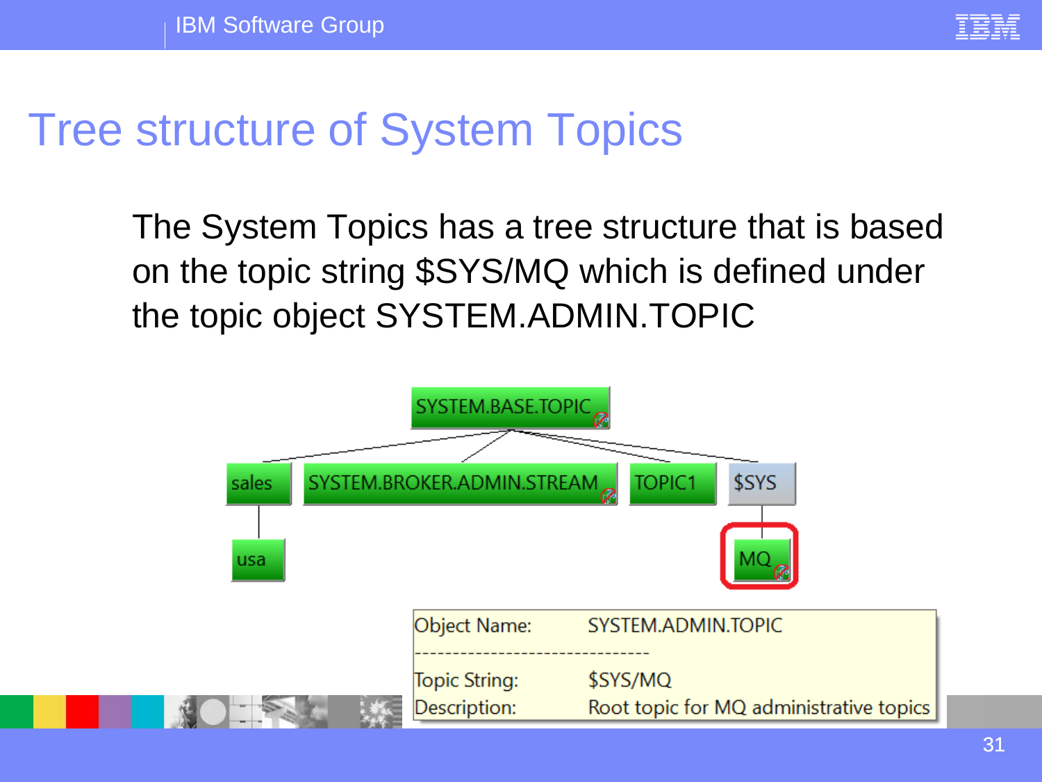# Tree structure of System Topics

The System Topics has a tree structure that is based on the topic string $SYS/MQ which is defined under the topic object SYSTEM.ADMIN.TOPIC

SYSTEM.BASE.TOPIC

sales | SYSTEM.BROKER.ADMIN.STREAM | TOPIC1 | $SYS

usa | MQ

| | |
|---|---|
| Object Name: | SYSTEM.ADMIN.TOPIC |
| Topic String: | $SYS/MQ |
| Description: | Root topic for MQ administrative topics |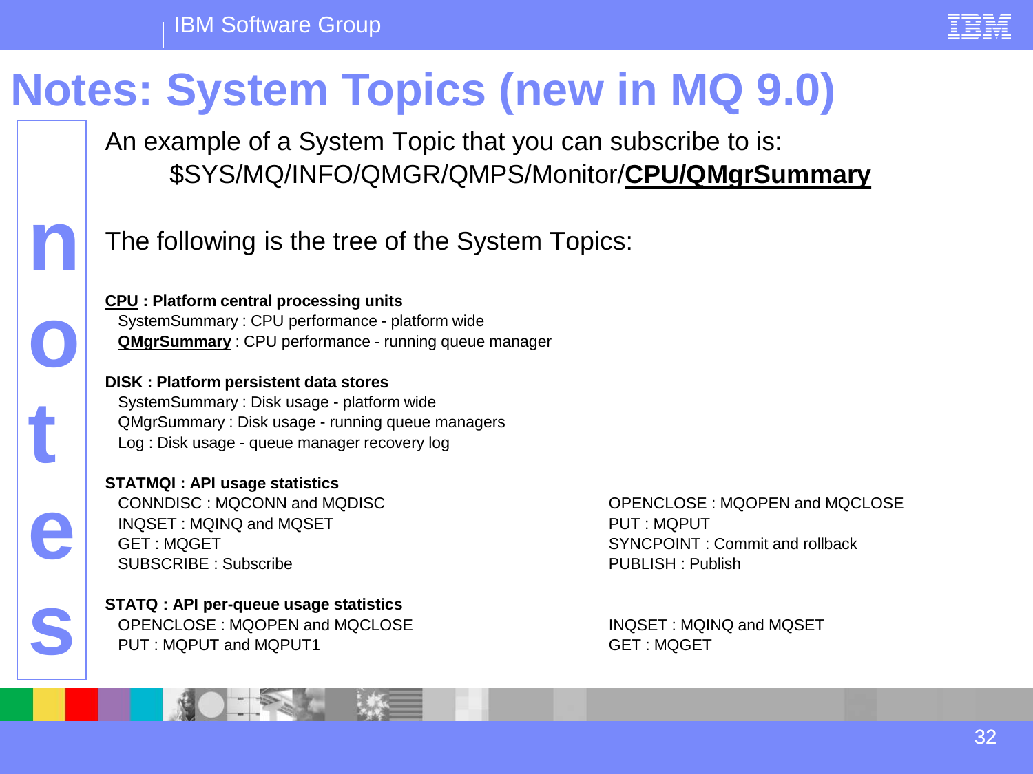# Notes: System Topics (new in MQ 9.0)

An example of a System Topic that you can subscribe to is:

$SYS/MQ/INFO/QMGR/QMPS/Monitor/**CPU/QMgrSummary**

The following is the tree of the System Topics:

**CPU : Platform central processing units**
- SystemSummary : CPU performance - platform wide
- **QMgrSummary** : CPU performance - running queue manager

**DISK : Platform persistent data stores**
- SystemSummary : Disk usage - platform wide
- QMgrSummary : Disk usage - running queue managers
- Log : Disk usage - queue manager recovery log

**STATMQI : API usage statistics**
- CONNDISC : MQCONN and MQDISC
- INQSET : MQINQ and MQSET
- GET : MQGET
- SUBSCRIBE : Subscribe
- OPENCLOSE : MQOPEN and MQCLOSE
- PUT : MQPUT
- SYNCPOINT : Commit and rollback
- PUBLISH : Publish

**STATQ : API per-queue usage statistics**
- OPENCLOSE : MQOPEN and MQCLOSE
- PUT : MQPUT and MQPUT1
- INQSET : MQINQ and MQSET
- GET : MQGET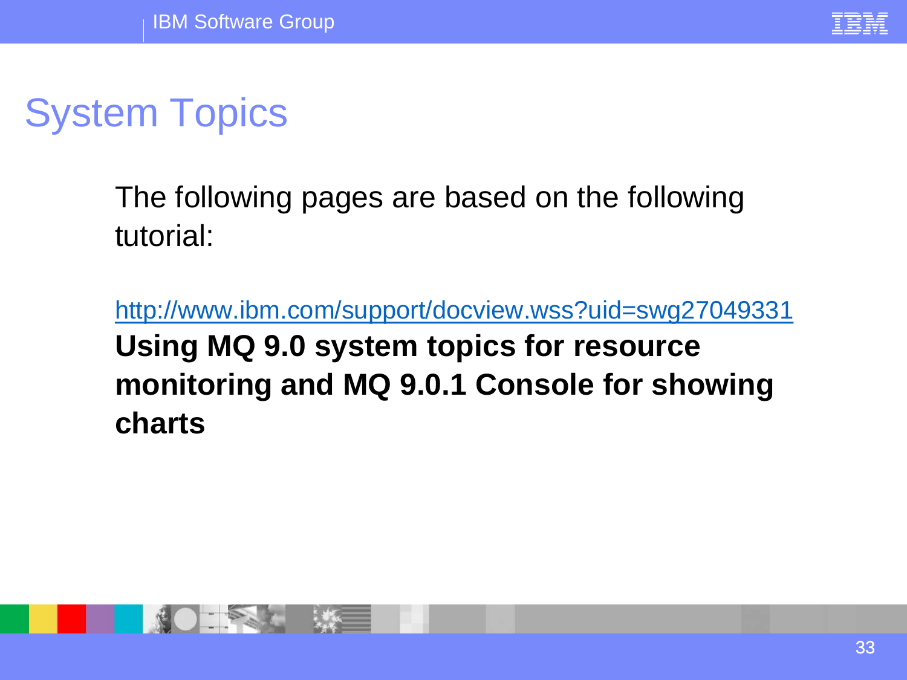# System Topics

The following pages are based on the following tutorial:

http://www.ibm.com/support/docview.wss?uid=swg27049331

**Using MQ 9.0 system topics for resource monitoring and MQ 9.0.1 Console for showing charts**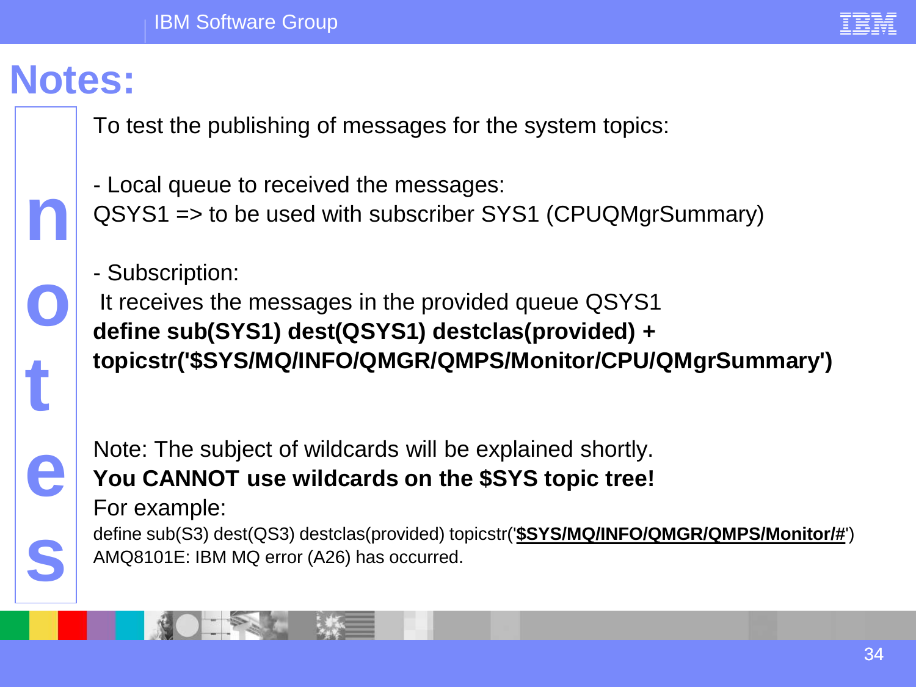# Notes:

To test the publishing of messages for the system topics:

- Local queue to received the messages:

QSYS1 => to be used with subscriber SYS1 (CPUQMgrSummary)

- Subscription:

It receives the messages in the provided queue QSYS1

**define sub(SYS1) dest(QSYS1) destclas(provided) +**
**topicstr('$SYS/MQ/INFO/QMGR/QMPS/Monitor/CPU/QMgrSummary')**

Note: The subject of wildcards will be explained shortly.

**You CANNOT use wildcards on the $SYS topic tree!**

For example:

define sub(S3) dest(QS3) destclas(provided) topicstr('**$SYS/MQ/INFO/QMGR/QMPS/Monitor/#**')
AMQ8101E: IBM MQ error (A26) has occurred.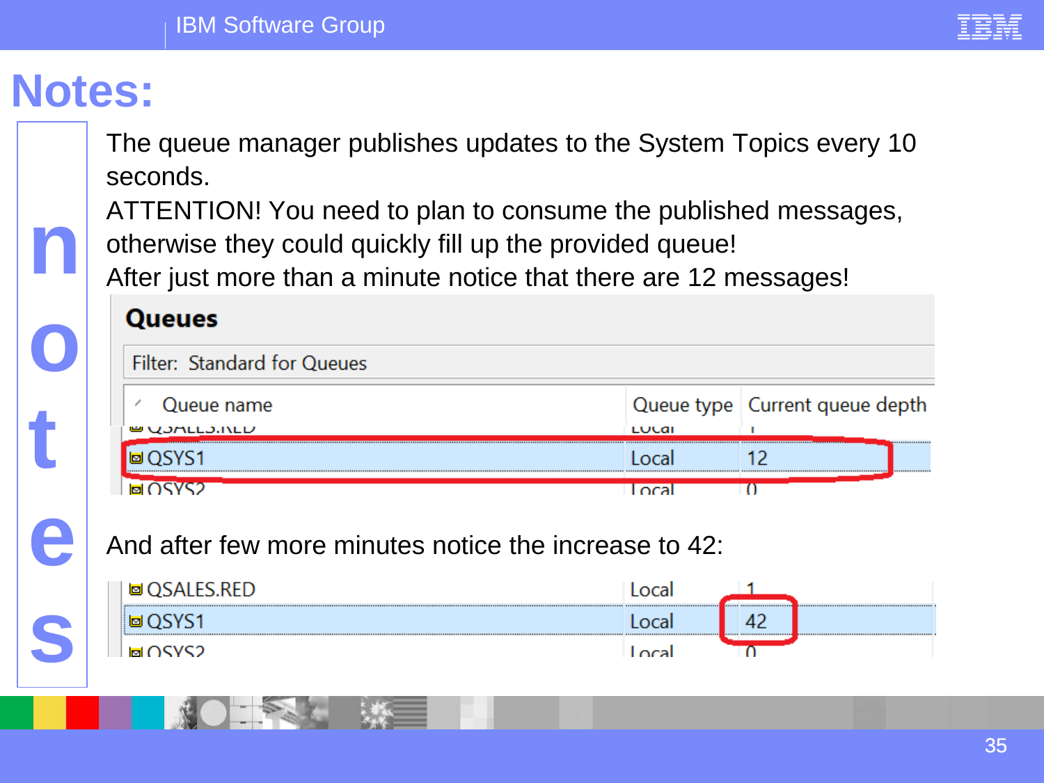# Notes:

The queue manager publishes updates to the System Topics every 10 seconds.

ATTENTION! You need to plan to consume the published messages, otherwise they could quickly fill up the provided queue!

After just more than a minute notice that there are 12 messages!

**Queues**

Filter: Standard for Queues

| Queue name | Queue type | Current queue depth |
|---|---|---|
| QSALES.RED | Local | 1 |
| QSYS1 | Local | 12 |
| QSYS2 | Local | 0 |

And after few more minutes notice the increase to 42:

| Queue name | Queue type | Current queue depth |
|---|---|---|
| QSALES.RED | Local | 1 |
| QSYS1 | Local | 42 |
| QSYS2 | Local | 0 |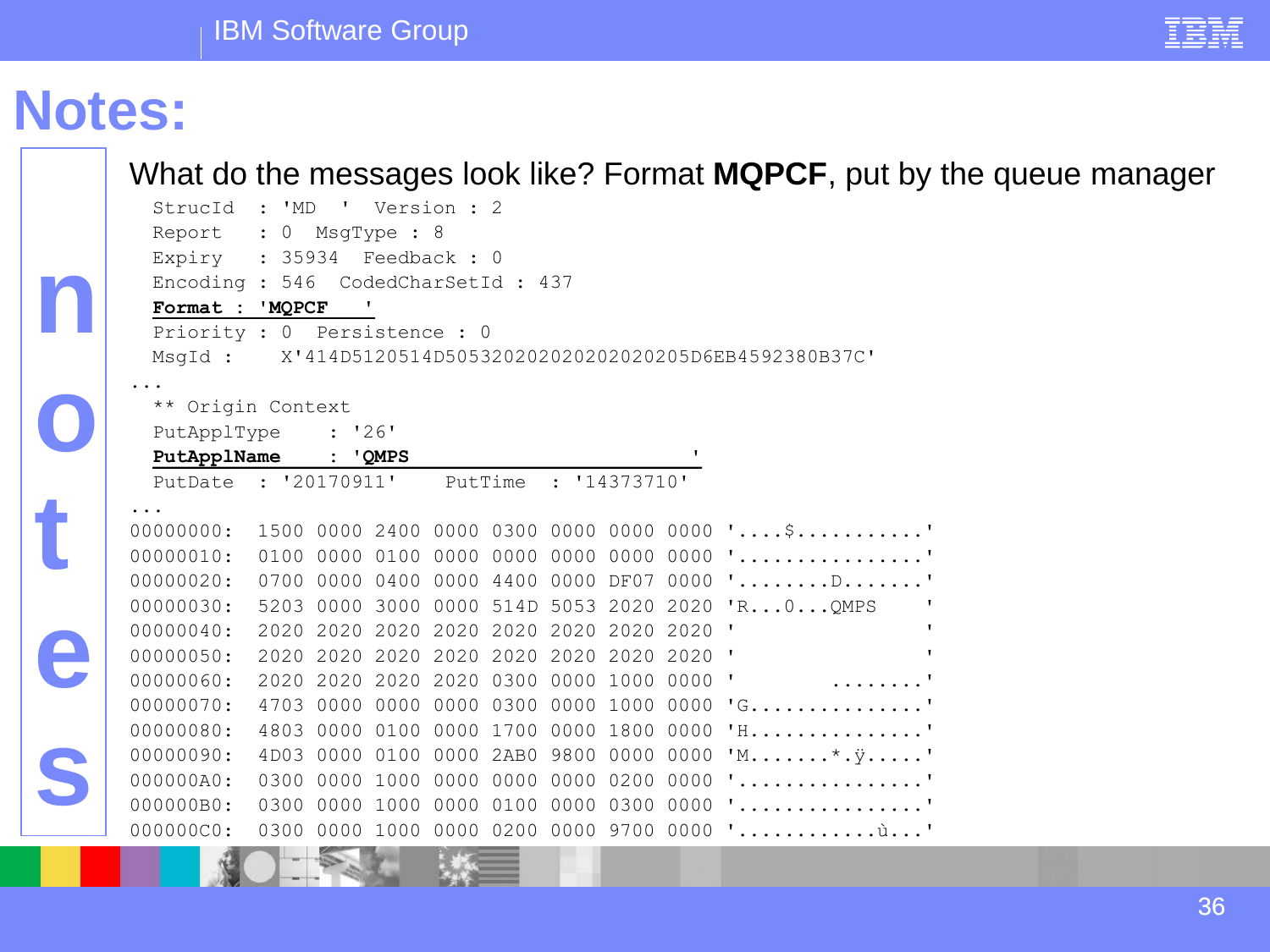# Notes:

What do the messages look like? Format **MQPCF**, put by the queue manager

```
  StrucId  : 'MD  '  Version : 2
  Report   : 0  MsgType : 8
  Expiry   : 35934  Feedback : 0
  Encoding : 546  CodedCharSetId : 437
  Format : 'MQPCF   '
  Priority : 0  Persistence : 0
  MsgId :    X'414D5120514D505320202020202020205D6EB4592380B37C'
...
  ** Origin Context
  PutApplType    : '26'
  PutApplName    : 'QMPS                                        '
  PutDate  : '20170911'    PutTime  : '14373710'
...
00000000:  1500 0000 2400 0000 0300 0000 0000 0000 '....$...........'
00000010:  0100 0000 0100 0000 0000 0000 0000 0000 '................'
00000020:  0700 0000 0400 0000 4400 0000 DF07 0000 '........D.......'
00000030:  5203 0000 3000 0000 514D 5053 2020 2020 'R...0...QMPS    '
00000040:  2020 2020 2020 2020 2020 2020 2020 2020 '                '
00000050:  2020 2020 2020 2020 2020 2020 2020 2020 '                '
00000060:  2020 2020 2020 2020 0300 0000 1000 0000 '        ........'
00000070:  4703 0000 0000 0000 0300 0000 1000 0000 'G...............'
00000080:  4803 0000 0100 0000 1700 0000 1800 0000 'H...............'
00000090:  4D03 0000 0100 0000 2AB0 9800 0000 0000 'M.......*.ÿ.....'
000000A0:  0300 0000 1000 0000 0000 0000 0200 0000 '................'
000000B0:  0300 0000 1000 0000 0100 0000 0300 0000 '................'
000000C0:  0300 0000 1000 0000 0200 0000 9700 0000 '............ù...'
```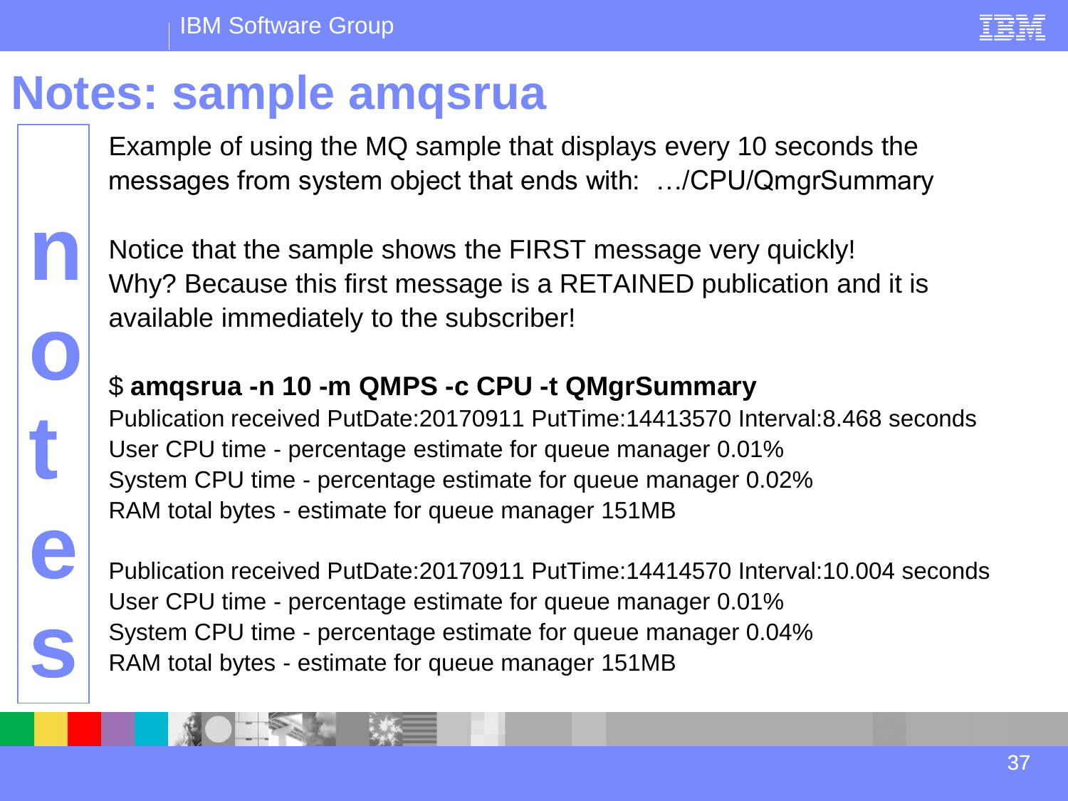# Notes: sample amqsrua

Example of using the MQ sample that displays every 10 seconds the messages from system object that ends with: …/CPU/QmgrSummary

Notice that the sample shows the FIRST message very quickly!
Why? Because this first message is a RETAINED publication and it is available immediately to the subscriber!

```
$ amqsrua -n 10 -m QMPS -c CPU -t QMgrSummary
Publication received PutDate:20170911 PutTime:14413570 Interval:8.468 seconds
User CPU time - percentage estimate for queue manager 0.01%
System CPU time - percentage estimate for queue manager 0.02%
RAM total bytes - estimate for queue manager 151MB

Publication received PutDate:20170911 PutTime:14414570 Interval:10.004 seconds
User CPU time - percentage estimate for queue manager 0.01%
System CPU time - percentage estimate for queue manager 0.04%
RAM total bytes - estimate for queue manager 151MB
```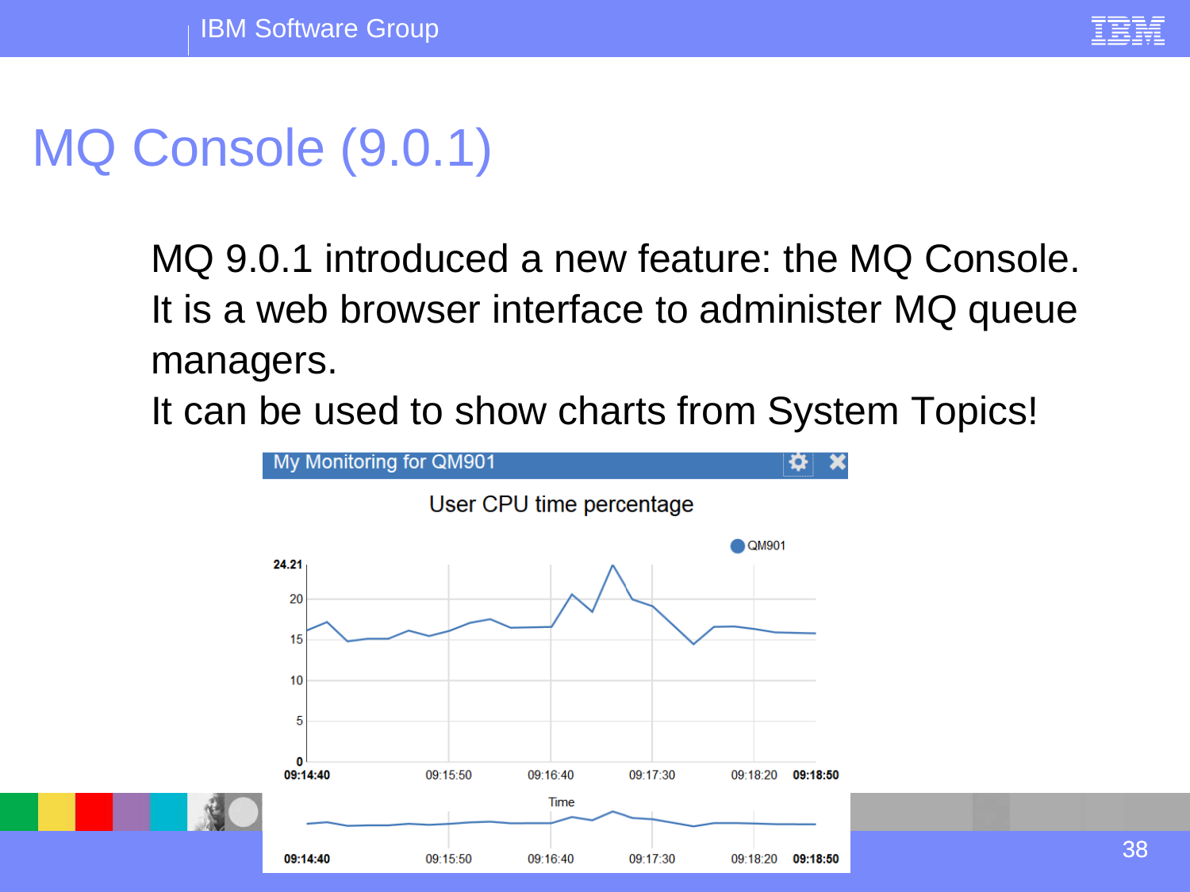# MQ Console (9.0.1)

MQ 9.0.1 introduced a new feature: the MQ Console.
It is a web browser interface to administer MQ queue managers.
It can be used to show charts from System Topics!

My Monitoring for QM901

User CPU time percentage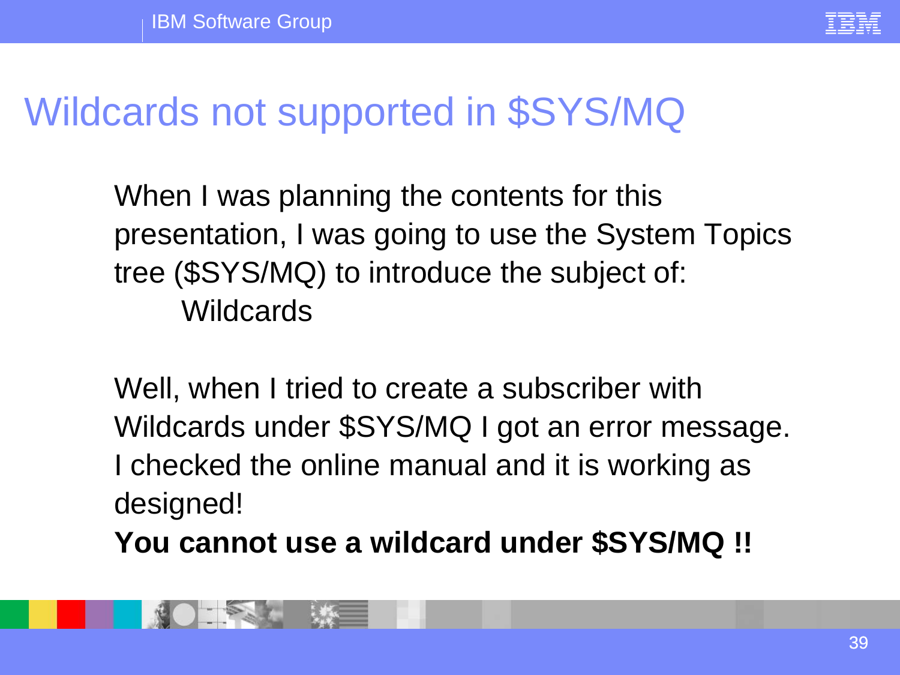# Wildcards not supported in $SYS/MQ

When I was planning the contents for this presentation, I was going to use the System Topics tree ($SYS/MQ) to introduce the subject of:

Wildcards

Well, when I tried to create a subscriber with Wildcards under $SYS/MQ I got an error message. I checked the online manual and it is working as designed!

**You cannot use a wildcard under $SYS/MQ !!**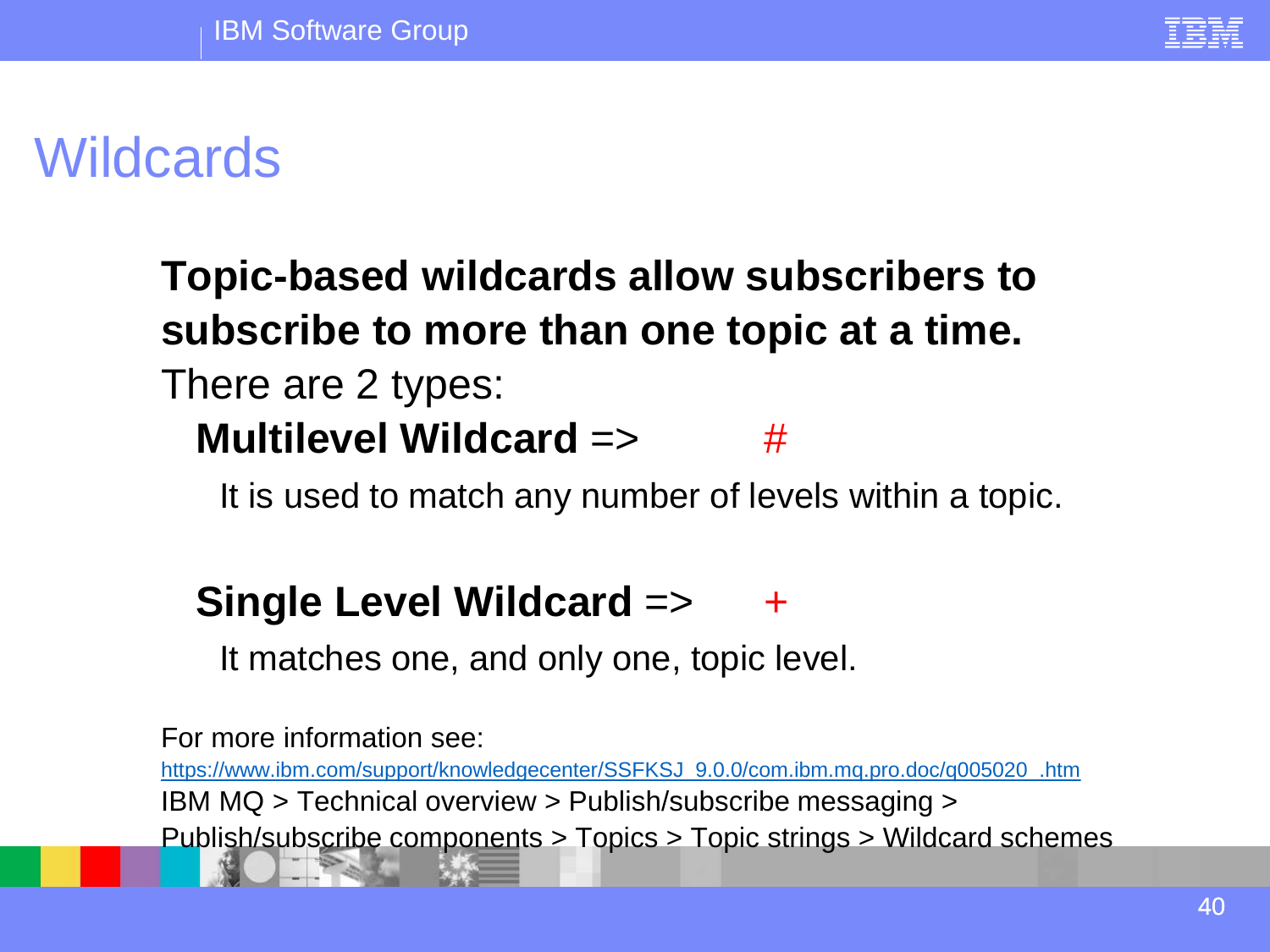# Wildcards

**Topic-based wildcards allow subscribers to subscribe to more than one topic at a time.**

There are 2 types:

**Multilevel Wildcard** => #

It is used to match any number of levels within a topic.

**Single Level Wildcard** => +

It matches one, and only one, topic level.

For more information see:

https://www.ibm.com/support/knowledgecenter/SSFKSJ_9.0.0/com.ibm.mq.pro.doc/q005020_.htm

IBM MQ > Technical overview > Publish/subscribe messaging > Publish/subscribe components > Topics > Topic strings > Wildcard schemes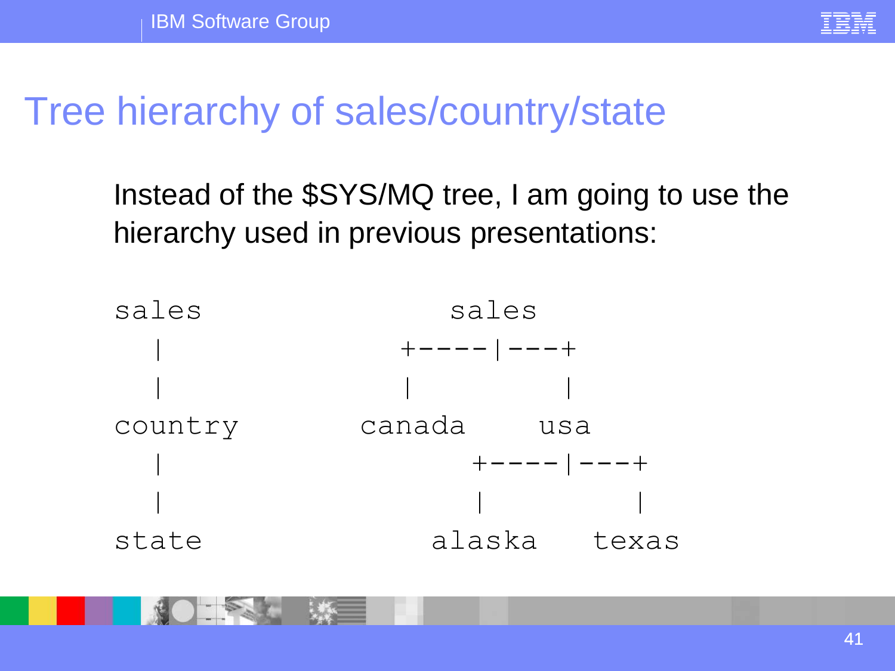# Tree hierarchy of sales/country/state

Instead of the $SYS/MQ tree, I am going to use the hierarchy used in previous presentations:

```
sales                   sales
  |                +----|---+
  |                |        |
country         canada     usa
  |                    +----|---+
  |                    |        |
state                alaska   texas
```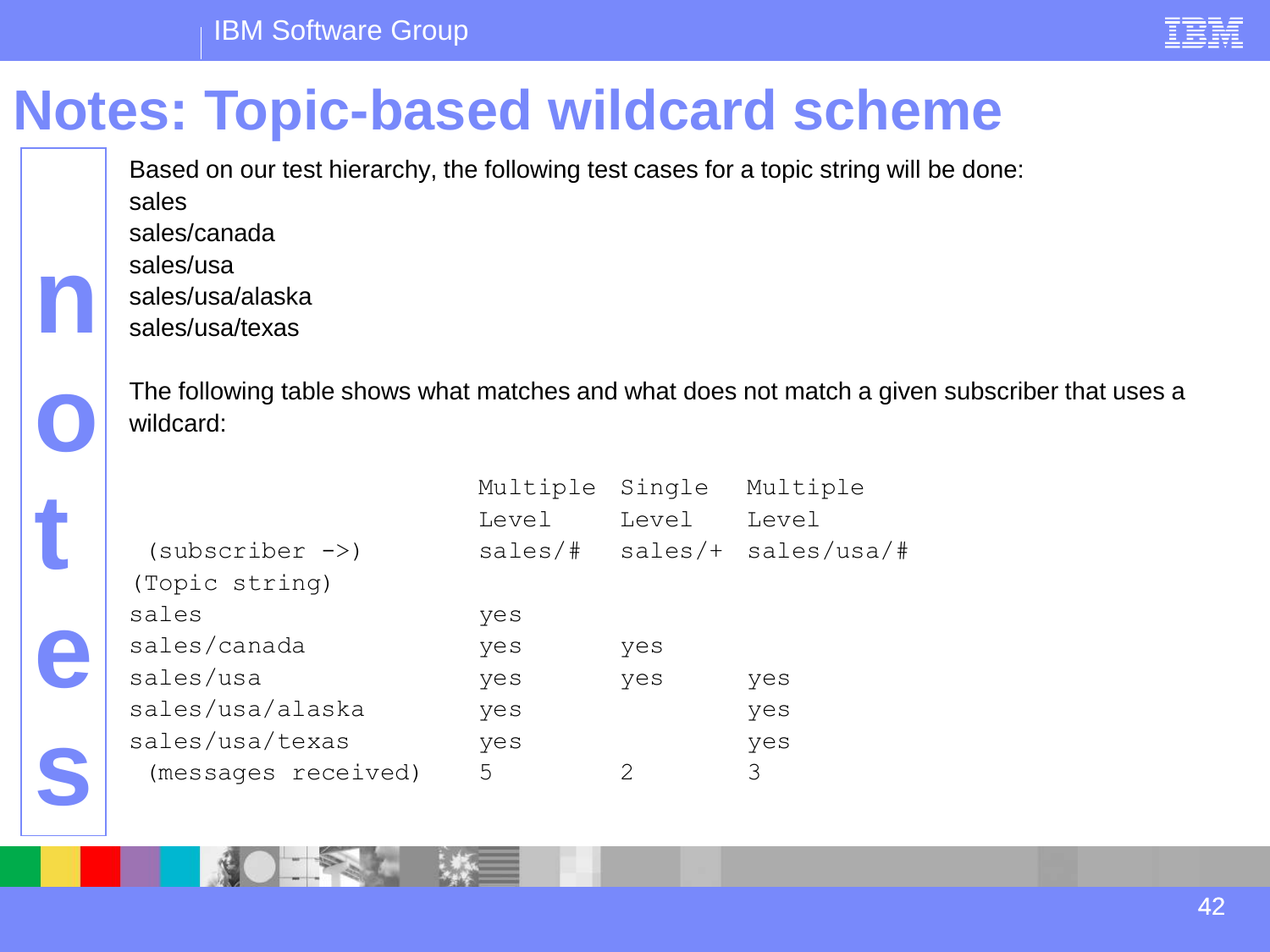# Notes: Topic-based wildcard scheme

Based on our test hierarchy, the following test cases for a topic string will be done:

sales
sales/canada
sales/usa
sales/usa/alaska
sales/usa/texas

The following table shows what matches and what does not match a given subscriber that uses a wildcard:

| (subscriber ->) | Multiple Level sales/# | Single Level sales/+ | Multiple Level sales/usa/# |
|---|---|---|---|
| (Topic string) | | | |
| sales | yes | | |
| sales/canada | yes | yes | |
| sales/usa | yes | yes | yes |
| sales/usa/alaska | yes | | yes |
| sales/usa/texas | yes | | yes |
| (messages received) | 5 | 2 | 3 |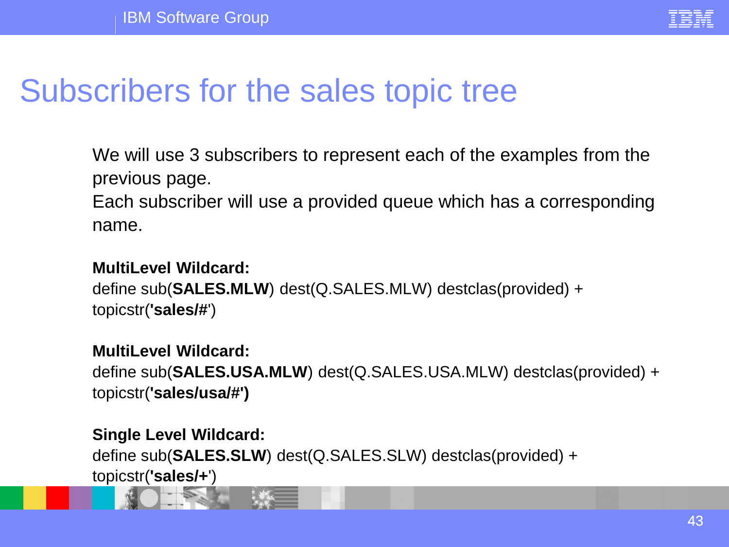# Subscribers for the sales topic tree

We will use 3 subscribers to represent each of the examples from the previous page.
Each subscriber will use a provided queue which has a corresponding name.

**MultiLevel Wildcard:**
define sub(**SALES.MLW**) dest(Q.SALES.MLW) destclas(provided) +
topicstr(**'sales/#**')

**MultiLevel Wildcard:**
define sub(**SALES.USA.MLW**) dest(Q.SALES.USA.MLW) destclas(provided) +
topicstr(**'sales/usa/#')**

**Single Level Wildcard:**
define sub(**SALES.SLW**) dest(Q.SALES.SLW) destclas(provided) +
topicstr(**'sales/+**')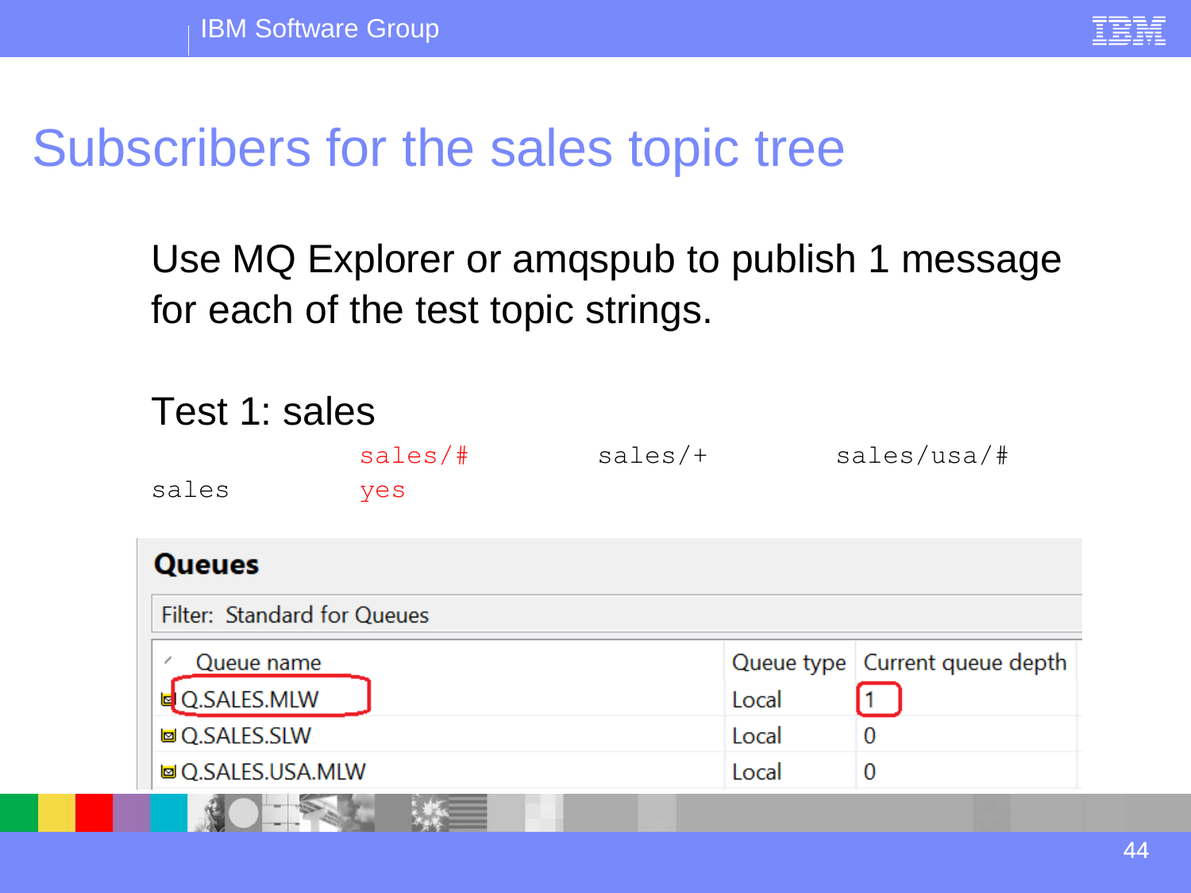# Subscribers for the sales topic tree

Use MQ Explorer or amqspub to publish 1 message for each of the test topic strings.

Test 1: sales

| | sales/# | sales/+ | sales/usa/# |
|---|---|---|---|
| sales | yes | | |

**Queues**

Filter: Standard for Queues

| Queue name | Queue type | Current queue depth |
|---|---|---|
| Q.SALES.MLW | Local | 1 |
| Q.SALES.SLW | Local | 0 |
| Q.SALES.USA.MLW | Local | 0 |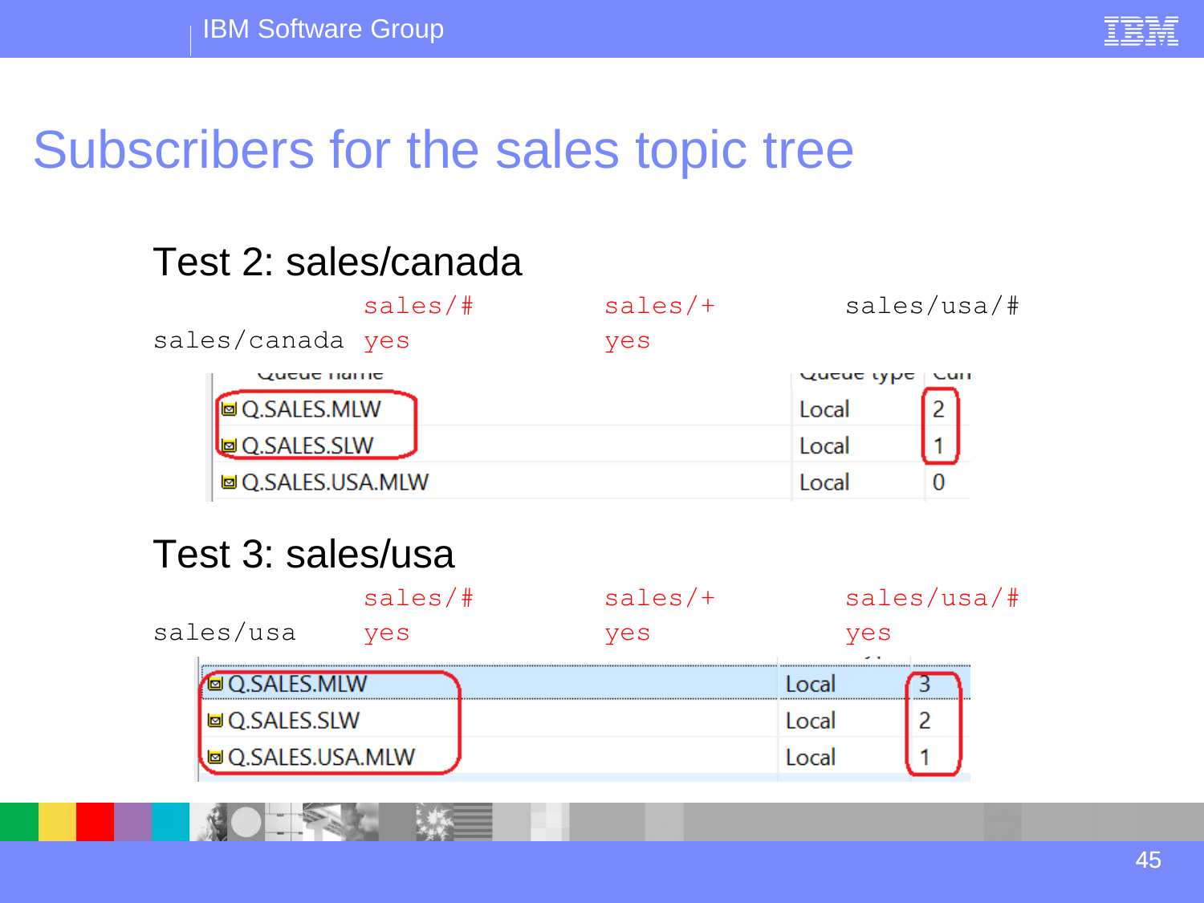# Subscribers for the sales topic tree

## Test 2: sales/canada

|  | sales/# | sales/+ | sales/usa/# |
|---|---|---|---|
| sales/canada | yes | yes |  |

| Queue name | Queue type | Curr |
|---|---|---|
| Q.SALES.MLW | Local | 2 |
| Q.SALES.SLW | Local | 1 |
| Q.SALES.USA.MLW | Local | 0 |

## Test 3: sales/usa

|  | sales/# | sales/+ | sales/usa/# |
|---|---|---|---|
| sales/usa | yes | yes | yes |

| Queue name | Queue type | Curr |
|---|---|---|
| Q.SALES.MLW | Local | 3 |
| Q.SALES.SLW | Local | 2 |
| Q.SALES.USA.MLW | Local | 1 |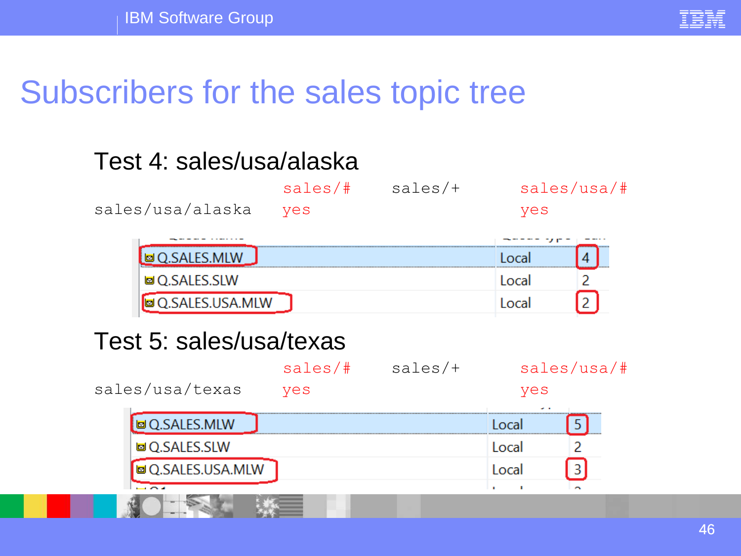# Subscribers for the sales topic tree

## Test 4: sales/usa/alaska

| | sales/# | sales/+ | sales/usa/# |
|---|---|---|---|
| sales/usa/alaska | yes | | yes |

| Queue name | Queue type | Cur |
|---|---|---|
| Q.SALES.MLW | Local | 4 |
| Q.SALES.SLW | Local | 2 |
| Q.SALES.USA.MLW | Local | 2 |

## Test 5: sales/usa/texas

| | sales/# | sales/+ | sales/usa/# |
|---|---|---|---|
| sales/usa/texas | yes | | yes |

| Queue name | Queue type | Cur |
|---|---|---|
| Q.SALES.MLW | Local | 5 |
| Q.SALES.SLW | Local | 2 |
| Q.SALES.USA.MLW | Local | 3 |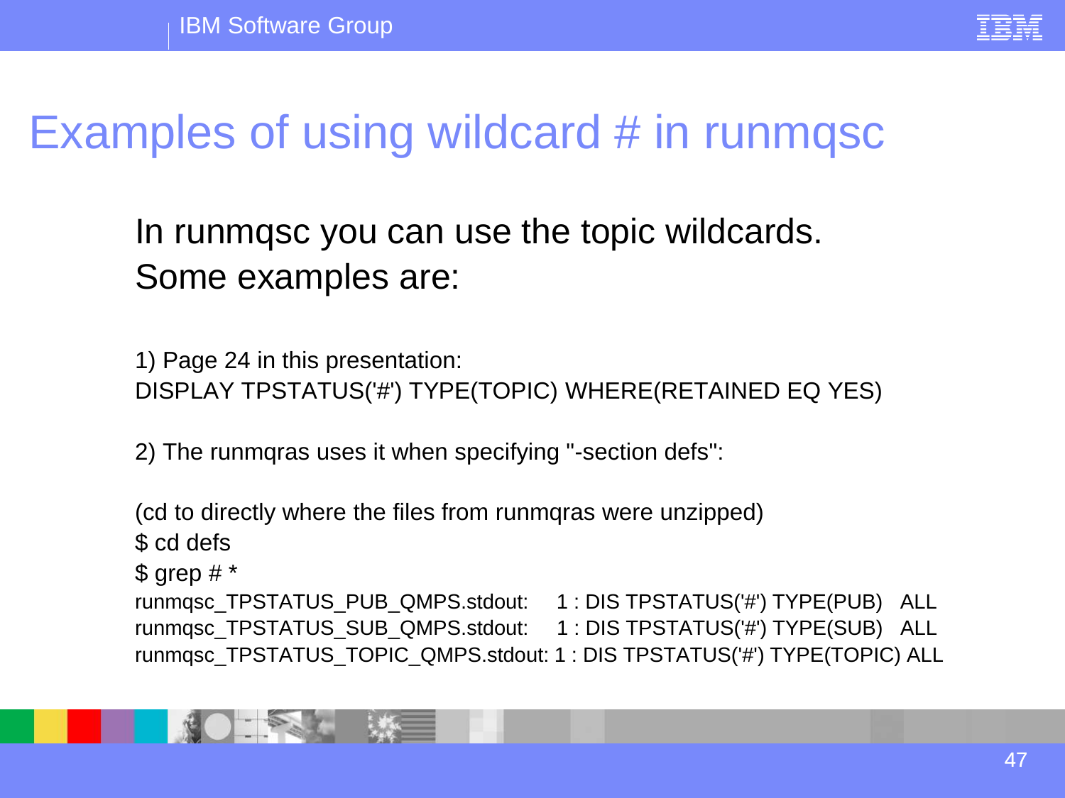# Examples of using wildcard # in runmqsc

In runmqsc you can use the topic wildcards.
Some examples are:

1) Page 24 in this presentation:

```
DISPLAY TPSTATUS('#') TYPE(TOPIC) WHERE(RETAINED EQ YES)
```

2) The runmqras uses it when specifying "-section defs":

(cd to directly where the files from runmqras were unzipped)

```
$ cd defs
$ grep # *
runmqsc_TPSTATUS_PUB_QMPS.stdout:     1 : DIS TPSTATUS('#') TYPE(PUB)   ALL
runmqsc_TPSTATUS_SUB_QMPS.stdout:     1 : DIS TPSTATUS('#') TYPE(SUB)   ALL
runmqsc_TPSTATUS_TOPIC_QMPS.stdout: 1 : DIS TPSTATUS('#') TYPE(TOPIC) ALL
```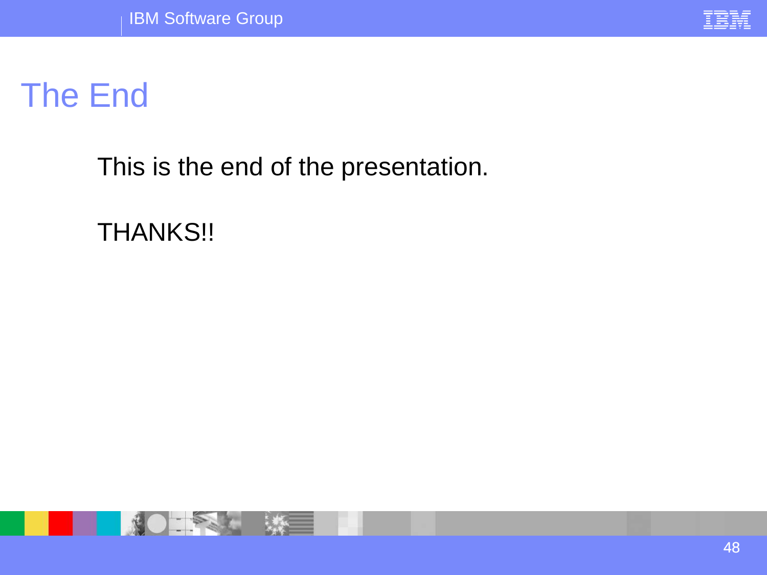# The End

This is the end of the presentation.

THANKS!!